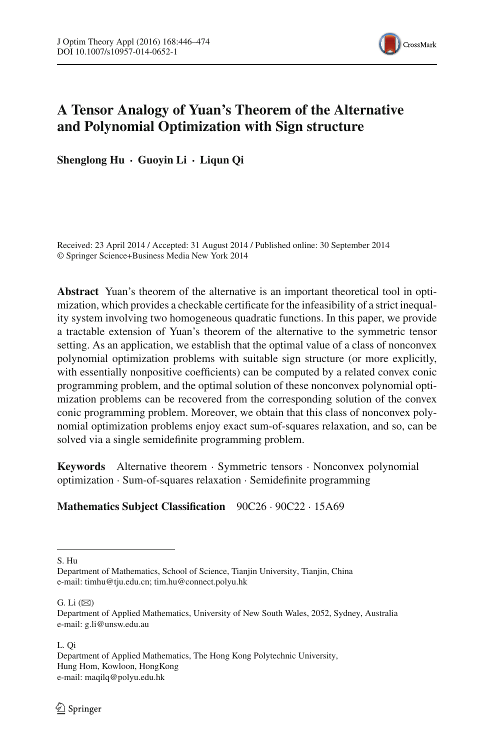# A Tensor Analogy of Yuan's Theorem of the Alternative and Polynomial Optimization with Sign structure

**Shenglong Hu · Guoyin Li · Liqun Qi**

Received: 23 April 2014 / Accepted: 31 August 2014 / Published online: 30 September 2014
© Springer Science+Business Media New York 2014

**Abstract** Yuan's theorem of the alternative is an important theoretical tool in optimization, which provides a checkable certificate for the infeasibility of a strict inequality system involving two homogeneous quadratic functions. In this paper, we provide a tractable extension of Yuan's theorem of the alternative to the symmetric tensor setting. As an application, we establish that the optimal value of a class of nonconvex polynomial optimization problems with suitable sign structure (or more explicitly, with essentially nonpositive coefficients) can be computed by a related convex conic programming problem, and the optimal solution of these nonconvex polynomial optimization problems can be recovered from the corresponding solution of the convex conic programming problem. Moreover, we obtain that this class of nonconvex polynomial optimization problems enjoy exact sum-of-squares relaxation, and so, can be solved via a single semidefinite programming problem.

**Keywords** Alternative theorem · Symmetric tensors · Nonconvex polynomial optimization · Sum-of-squares relaxation · Semidefinite programming

**Mathematics Subject Classification** 90C26 · 90C22 · 15A69

---

S. Hu
Department of Mathematics, School of Science, Tianjin University, Tianjin, China
e-mail: timhu@tju.edu.cn; tim.hu@connect.polyu.hk

G. Li (✉)
Department of Applied Mathematics, University of New South Wales, 2052, Sydney, Australia
e-mail: g.li@unsw.edu.au

L. Qi
Department of Applied Mathematics, The Hong Kong Polytechnic University,
Hung Hom, Kowloon, HongKong
e-mail: maqilq@polyu.edu.hk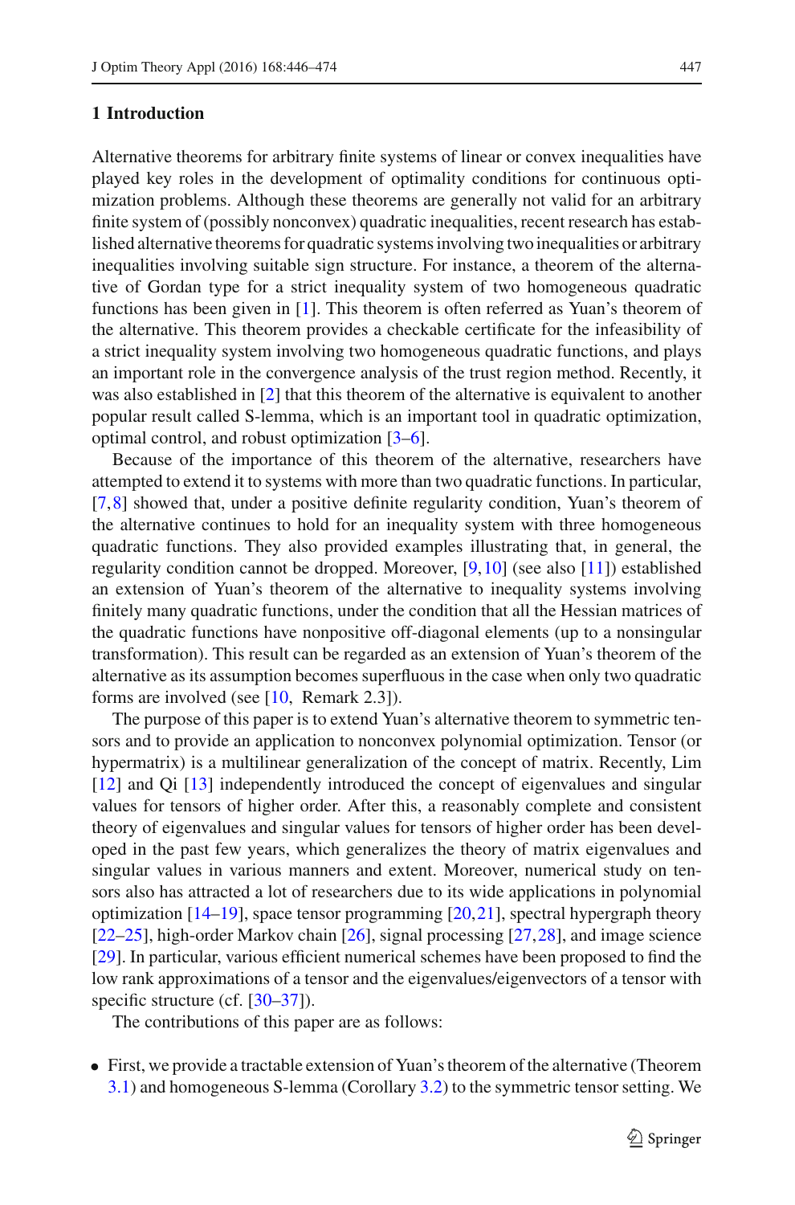## 1 Introduction

Alternative theorems for arbitrary finite systems of linear or convex inequalities have played key roles in the development of optimality conditions for continuous optimization problems. Although these theorems are generally not valid for an arbitrary finite system of (possibly nonconvex) quadratic inequalities, recent research has established alternative theorems for quadratic systems involving two inequalities or arbitrary inequalities involving suitable sign structure. For instance, a theorem of the alternative of Gordan type for a strict inequality system of two homogeneous quadratic functions has been given in [1]. This theorem is often referred as Yuan's theorem of the alternative. This theorem provides a checkable certificate for the infeasibility of a strict inequality system involving two homogeneous quadratic functions, and plays an important role in the convergence analysis of the trust region method. Recently, it was also established in [2] that this theorem of the alternative is equivalent to another popular result called S-lemma, which is an important tool in quadratic optimization, optimal control, and robust optimization [3–6].

Because of the importance of this theorem of the alternative, researchers have attempted to extend it to systems with more than two quadratic functions. In particular, [7,8] showed that, under a positive definite regularity condition, Yuan's theorem of the alternative continues to hold for an inequality system with three homogeneous quadratic functions. They also provided examples illustrating that, in general, the regularity condition cannot be dropped. Moreover, [9,10] (see also [11]) established an extension of Yuan's theorem of the alternative to inequality systems involving finitely many quadratic functions, under the condition that all the Hessian matrices of the quadratic functions have nonpositive off-diagonal elements (up to a nonsingular transformation). This result can be regarded as an extension of Yuan's theorem of the alternative as its assumption becomes superfluous in the case when only two quadratic forms are involved (see [10, Remark 2.3]).

The purpose of this paper is to extend Yuan's alternative theorem to symmetric tensors and to provide an application to nonconvex polynomial optimization. Tensor (or hypermatrix) is a multilinear generalization of the concept of matrix. Recently, Lim [12] and Qi [13] independently introduced the concept of eigenvalues and singular values for tensors of higher order. After this, a reasonably complete and consistent theory of eigenvalues and singular values for tensors of higher order has been developed in the past few years, which generalizes the theory of matrix eigenvalues and singular values in various manners and extent. Moreover, numerical study on tensors also has attracted a lot of researchers due to its wide applications in polynomial optimization [14–19], space tensor programming [20,21], spectral hypergraph theory [22–25], high-order Markov chain [26], signal processing [27,28], and image science [29]. In particular, various efficient numerical schemes have been proposed to find the low rank approximations of a tensor and the eigenvalues/eigenvectors of a tensor with specific structure (cf. [30–37]).

The contributions of this paper are as follows:

- First, we provide a tractable extension of Yuan's theorem of the alternative (Theorem 3.1) and homogeneous S-lemma (Corollary 3.2) to the symmetric tensor setting. We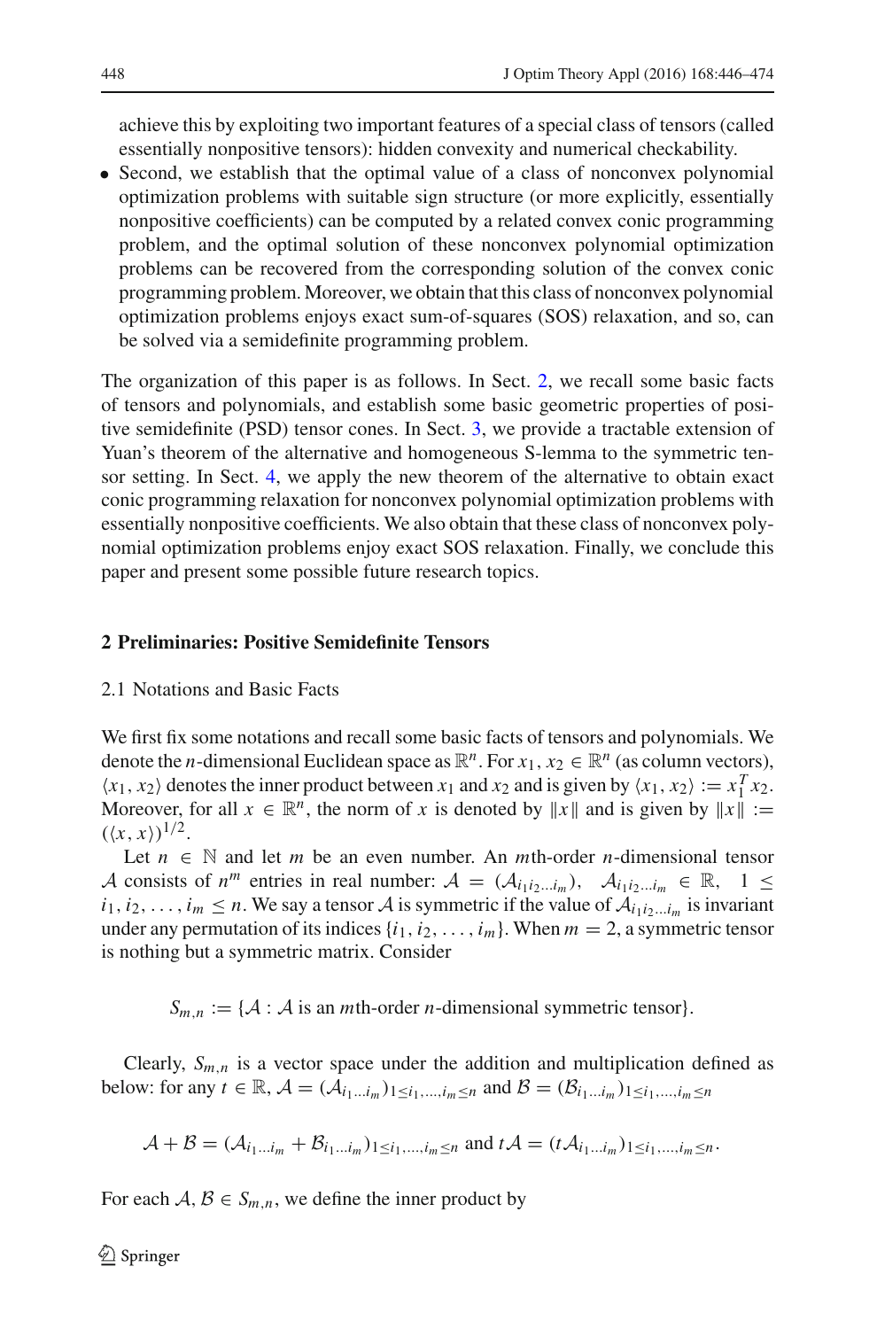achieve this by exploiting two important features of a special class of tensors (called essentially nonpositive tensors): hidden convexity and numerical checkability.

- Second, we establish that the optimal value of a class of nonconvex polynomial optimization problems with suitable sign structure (or more explicitly, essentially nonpositive coefficients) can be computed by a related convex conic programming problem, and the optimal solution of these nonconvex polynomial optimization problems can be recovered from the corresponding solution of the convex conic programming problem. Moreover, we obtain that this class of nonconvex polynomial optimization problems enjoys exact sum-of-squares (SOS) relaxation, and so, can be solved via a semidefinite programming problem.

The organization of this paper is as follows. In Sect. 2, we recall some basic facts of tensors and polynomials, and establish some basic geometric properties of positive semidefinite (PSD) tensor cones. In Sect. 3, we provide a tractable extension of Yuan's theorem of the alternative and homogeneous S-lemma to the symmetric tensor setting. In Sect. 4, we apply the new theorem of the alternative to obtain exact conic programming relaxation for nonconvex polynomial optimization problems with essentially nonpositive coefficients. We also obtain that these class of nonconvex polynomial optimization problems enjoy exact SOS relaxation. Finally, we conclude this paper and present some possible future research topics.

## 2 Preliminaries: Positive Semidefinite Tensors

### 2.1 Notations and Basic Facts

We first fix some notations and recall some basic facts of tensors and polynomials. We denote the $n$-dimensional Euclidean space as $\mathbb{R}^n$. For $x_1, x_2 \in \mathbb{R}^n$ (as column vectors), $\langle x_1, x_2\rangle$ denotes the inner product between $x_1$ and $x_2$ and is given by $\langle x_1, x_2\rangle := x_1^T x_2$. Moreover, for all $x \in \mathbb{R}^n$, the norm of $x$ is denoted by $\|x\|$ and is given by $\|x\| := (\langle x, x\rangle)^{1/2}$.

Let $n \in \mathbb{N}$ and let $m$ be an even number. An $m$th-order $n$-dimensional tensor $\mathcal{A}$ consists of $n^m$ entries in real number: $\mathcal{A} = (\mathcal{A}_{i_1 i_2 \dots i_m})$, $\mathcal{A}_{i_1 i_2 \dots i_m} \in \mathbb{R}$, $1 \leq i_1, i_2, \dots, i_m \leq n$. We say a tensor $\mathcal{A}$ is symmetric if the value of $\mathcal{A}_{i_1 i_2 \dots i_m}$ is invariant under any permutation of its indices $\{i_1, i_2, \dots, i_m\}$. When $m = 2$, a symmetric tensor is nothing but a symmetric matrix. Consider

$$S_{m,n} := \{\mathcal{A} : \mathcal{A} \text{ is an } m\text{th-order } n\text{-dimensional symmetric tensor}\}.$$

Clearly, $S_{m,n}$ is a vector space under the addition and multiplication defined as below: for any $t \in \mathbb{R}$, $\mathcal{A} = (\mathcal{A}_{i_1 \dots i_m})_{1 \leq i_1, \dots, i_m \leq n}$ and $\mathcal{B} = (\mathcal{B}_{i_1 \dots i_m})_{1 \leq i_1, \dots, i_m \leq n}$

$$\mathcal{A} + \mathcal{B} = (\mathcal{A}_{i_1 \dots i_m} + \mathcal{B}_{i_1 \dots i_m})_{1 \leq i_1, \dots, i_m \leq n} \text{ and } t\mathcal{A} = (t\mathcal{A}_{i_1 \dots i_m})_{1 \leq i_1, \dots, i_m \leq n}.$$

For each $\mathcal{A}, \mathcal{B} \in S_{m,n}$, we define the inner product by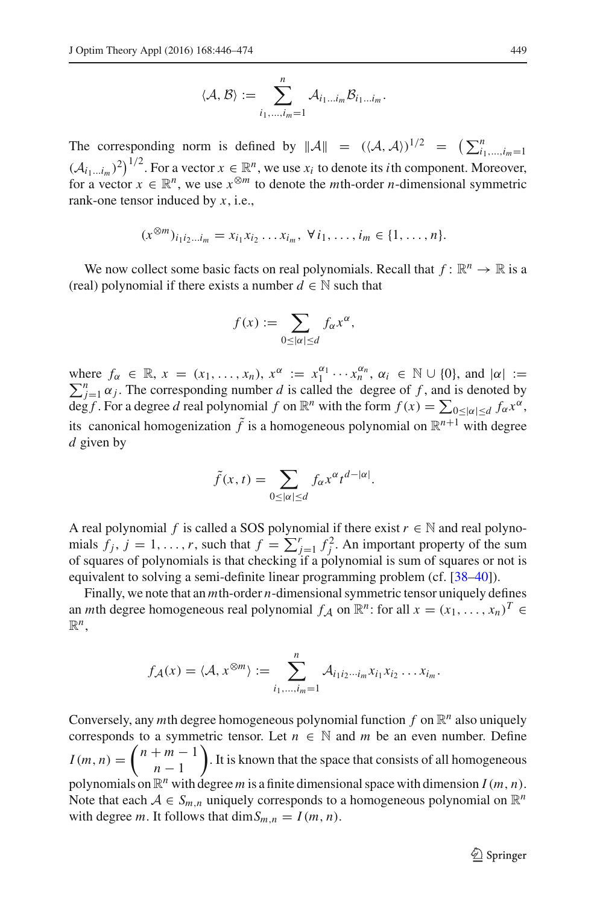$$\langle \mathcal{A}, \mathcal{B} \rangle := \sum_{i_1,\ldots,i_m=1}^{n} \mathcal{A}_{i_1\ldots i_m} \mathcal{B}_{i_1\ldots i_m}.$$

The corresponding norm is defined by $\|\mathcal{A}\| = (\langle \mathcal{A}, \mathcal{A} \rangle)^{1/2} = \left(\sum_{i_1,\ldots,i_m=1}^{n} (\mathcal{A}_{i_1\ldots i_m})^2\right)^{1/2}$. For a vector $x \in \mathbb{R}^n$, we use $x_i$ to denote its $i$th component. Moreover, for a vector $x \in \mathbb{R}^n$, we use $x^{\otimes m}$ to denote the $m$th-order $n$-dimensional symmetric rank-one tensor induced by $x$, i.e.,

$$(x^{\otimes m})_{i_1 i_2 \ldots i_m} = x_{i_1} x_{i_2} \ldots x_{i_m}, \; \forall \, i_1, \ldots, i_m \in \{1, \ldots, n\}.$$

We now collect some basic facts on real polynomials. Recall that $f : \mathbb{R}^n \to \mathbb{R}$ is a (real) polynomial if there exists a number $d \in \mathbb{N}$ such that

$$f(x) := \sum_{0 \leq |\alpha| \leq d} f_\alpha x^\alpha,$$

where $f_\alpha \in \mathbb{R}$, $x = (x_1, \ldots, x_n)$, $x^\alpha := x_1^{\alpha_1} \cdots x_n^{\alpha_n}$, $\alpha_i \in \mathbb{N} \cup \{0\}$, and $|\alpha| := \sum_{j=1}^{n} \alpha_j$. The corresponding number $d$ is called the degree of $f$, and is denoted by $\deg f$. For a degree $d$ real polynomial $f$ on $\mathbb{R}^n$ with the form $f(x) = \sum_{0 \leq |\alpha| \leq d} f_\alpha x^\alpha$, its canonical homogenization $\tilde{f}$ is a homogeneous polynomial on $\mathbb{R}^{n+1}$ with degree $d$ given by

$$\tilde{f}(x, t) = \sum_{0 \leq |\alpha| \leq d} f_\alpha x^\alpha t^{d - |\alpha|}.$$

A real polynomial $f$ is called a SOS polynomial if there exist $r \in \mathbb{N}$ and real polynomials $f_j$, $j = 1, \ldots, r$, such that $f = \sum_{j=1}^{r} f_j^2$. An important property of the sum of squares of polynomials is that checking if a polynomial is sum of squares or not is equivalent to solving a semi-definite linear programming problem (cf. [38–40]).

Finally, we note that an $m$th-order $n$-dimensional symmetric tensor uniquely defines an $m$th degree homogeneous real polynomial $f_{\mathcal{A}}$ on $\mathbb{R}^n$: for all $x = (x_1, \ldots, x_n)^T \in \mathbb{R}^n$,

$$f_{\mathcal{A}}(x) = \langle \mathcal{A}, x^{\otimes m} \rangle := \sum_{i_1,\ldots,i_m=1}^{n} \mathcal{A}_{i_1 i_2 \cdots i_m} x_{i_1} x_{i_2} \ldots x_{i_m}.$$

Conversely, any $m$th degree homogeneous polynomial function $f$ on $\mathbb{R}^n$ also uniquely corresponds to a symmetric tensor. Let $n \in \mathbb{N}$ and $m$ be an even number. Define $I(m, n) = \binom{n+m-1}{n-1}$. It is known that the space that consists of all homogeneous polynomials on $\mathbb{R}^n$ with degree $m$ is a finite dimensional space with dimension $I(m, n)$. Note that each $\mathcal{A} \in S_{m,n}$ uniquely corresponds to a homogeneous polynomial on $\mathbb{R}^n$ with degree $m$. It follows that $\dim S_{m,n} = I(m, n)$.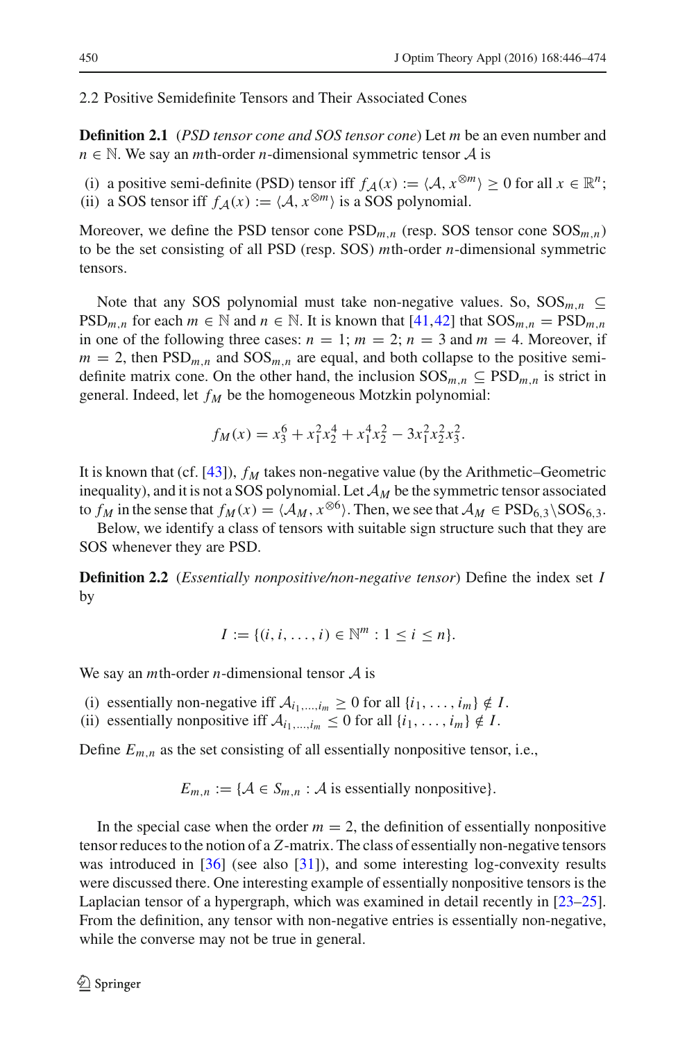### 2.2 Positive Semidefinite Tensors and Their Associated Cones

**Definition 2.1** (*PSD tensor cone and SOS tensor cone*) Let $m$ be an even number and $n \in \mathbb{N}$. We say an $m$th-order $n$-dimensional symmetric tensor $\mathcal{A}$ is

(i) a positive semi-definite (PSD) tensor iff $f_{\mathcal{A}}(x) := \langle \mathcal{A}, x^{\otimes m} \rangle \geq 0$ for all $x \in \mathbb{R}^n$;
(ii) a SOS tensor iff $f_{\mathcal{A}}(x) := \langle \mathcal{A}, x^{\otimes m} \rangle$ is a SOS polynomial.

Moreover, we define the PSD tensor cone $\text{PSD}_{m,n}$ (resp. SOS tensor cone $\text{SOS}_{m,n}$) to be the set consisting of all PSD (resp. SOS) $m$th-order $n$-dimensional symmetric tensors.

Note that any SOS polynomial must take non-negative values. So, $\text{SOS}_{m,n} \subseteq \text{PSD}_{m,n}$ for each $m \in \mathbb{N}$ and $n \in \mathbb{N}$. It is known that [41,42] that $\text{SOS}_{m,n} = \text{PSD}_{m,n}$ in one of the following three cases: $n = 1$; $m = 2$; $n = 3$ and $m = 4$. Moreover, if $m = 2$, then $\text{PSD}_{m,n}$ and $\text{SOS}_{m,n}$ are equal, and both collapse to the positive semi-definite matrix cone. On the other hand, the inclusion $\text{SOS}_{m,n} \subseteq \text{PSD}_{m,n}$ is strict in general. Indeed, let $f_M$ be the homogeneous Motzkin polynomial:

$$f_M(x) = x_3^6 + x_1^2 x_2^4 + x_1^4 x_2^2 - 3x_1^2 x_2^2 x_3^2.$$

It is known that (cf. [43]), $f_M$ takes non-negative value (by the Arithmetic–Geometric inequality), and it is not a SOS polynomial. Let $\mathcal{A}_M$ be the symmetric tensor associated to $f_M$ in the sense that $f_M(x) = \langle \mathcal{A}_M, x^{\otimes 6} \rangle$. Then, we see that $\mathcal{A}_M \in \text{PSD}_{6,3} \backslash \text{SOS}_{6,3}$.

Below, we identify a class of tensors with suitable sign structure such that they are SOS whenever they are PSD.

**Definition 2.2** (*Essentially nonpositive/non-negative tensor*) Define the index set $I$ by

$$I := \{(i, i, \ldots, i) \in \mathbb{N}^m : 1 \leq i \leq n\}.$$

We say an $m$th-order $n$-dimensional tensor $\mathcal{A}$ is

(i) essentially non-negative iff $\mathcal{A}_{i_1,\ldots,i_m} \geq 0$ for all $\{i_1, \ldots, i_m\} \notin I$.
(ii) essentially nonpositive iff $\mathcal{A}_{i_1,\ldots,i_m} \leq 0$ for all $\{i_1, \ldots, i_m\} \notin I$.

Define $E_{m,n}$ as the set consisting of all essentially nonpositive tensor, i.e.,

$$E_{m,n} := \{\mathcal{A} \in S_{m,n} : \mathcal{A} \text{ is essentially nonpositive}\}.$$

In the special case when the order $m = 2$, the definition of essentially nonpositive tensor reduces to the notion of a $Z$-matrix. The class of essentially non-negative tensors was introduced in [36] (see also [31]), and some interesting log-convexity results were discussed there. One interesting example of essentially nonpositive tensors is the Laplacian tensor of a hypergraph, which was examined in detail recently in [23–25]. From the definition, any tensor with non-negative entries is essentially non-negative, while the converse may not be true in general.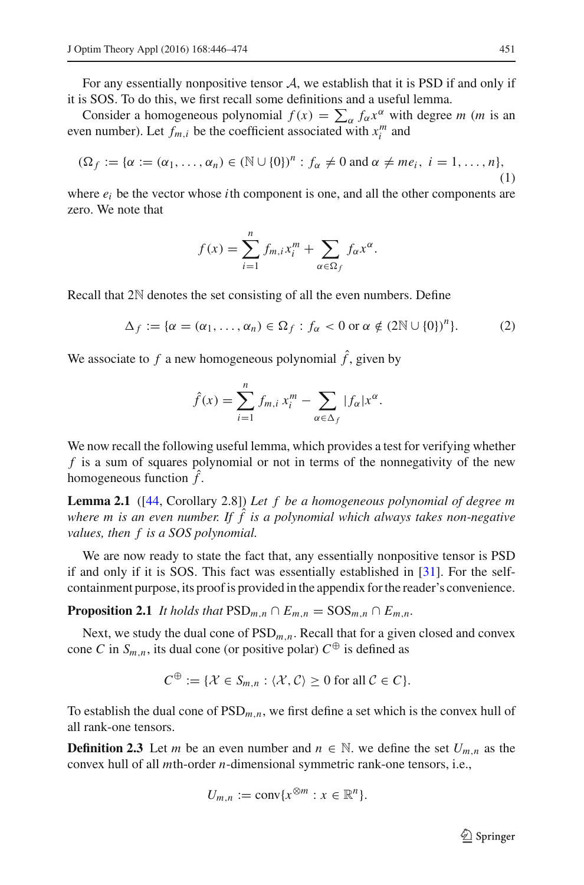For any essentially nonpositive tensor $\mathcal{A}$, we establish that it is PSD if and only if it is SOS. To do this, we first recall some definitions and a useful lemma.

Consider a homogeneous polynomial $f(x) = \sum_\alpha f_\alpha x^\alpha$ with degree $m$ ($m$ is an even number). Let $f_{m,i}$ be the coefficient associated with $x_i^m$ and

$$(\Omega_f := \{\alpha := (\alpha_1, \ldots, \alpha_n) \in (\mathbb{N} \cup \{0\})^n : f_\alpha \neq 0 \text{ and } \alpha \neq me_i,\ i = 1, \ldots, n\}, \tag{1}$$

where $e_i$ be the vector whose $i$th component is one, and all the other components are zero. We note that

$$f(x) = \sum_{i=1}^n f_{m,i} x_i^m + \sum_{\alpha \in \Omega_f} f_\alpha x^\alpha.$$

Recall that $2\mathbb{N}$ denotes the set consisting of all the even numbers. Define

$$\Delta_f := \{\alpha = (\alpha_1, \ldots, \alpha_n) \in \Omega_f : f_\alpha < 0 \text{ or } \alpha \notin (2\mathbb{N} \cup \{0\})^n\}. \tag{2}$$

We associate to $f$ a new homogeneous polynomial $\hat{f}$, given by

$$\hat{f}(x) = \sum_{i=1}^n f_{m,i}\, x_i^m - \sum_{\alpha \in \Delta_f} |f_\alpha| x^\alpha.$$

We now recall the following useful lemma, which provides a test for verifying whether $f$ is a sum of squares polynomial or not in terms of the nonnegativity of the new homogeneous function $\hat{f}$.

**Lemma 2.1** ([44, Corollary 2.8]) *Let $f$ be a homogeneous polynomial of degree $m$ where $m$ is an even number. If $\hat{f}$ is a polynomial which always takes non-negative values, then $f$ is a SOS polynomial.*

We are now ready to state the fact that, any essentially nonpositive tensor is PSD if and only if it is SOS. This fact was essentially established in [31]. For the self-containment purpose, its proof is provided in the appendix for the reader's convenience.

**Proposition 2.1** *It holds that* $\mathrm{PSD}_{m,n} \cap E_{m,n} = \mathrm{SOS}_{m,n} \cap E_{m,n}$.

Next, we study the dual cone of $\mathrm{PSD}_{m,n}$. Recall that for a given closed and convex cone $C$ in $S_{m,n}$, its dual cone (or positive polar) $C^\oplus$ is defined as

$$C^\oplus := \{\mathcal{X} \in S_{m,n} : \langle \mathcal{X}, \mathcal{C} \rangle \geq 0 \text{ for all } \mathcal{C} \in C\}.$$

To establish the dual cone of $\mathrm{PSD}_{m,n}$, we first define a set which is the convex hull of all rank-one tensors.

**Definition 2.3** Let $m$ be an even number and $n \in \mathbb{N}$. we define the set $U_{m,n}$ as the convex hull of all $m$th-order $n$-dimensional symmetric rank-one tensors, i.e.,

$$U_{m,n} := \mathrm{conv}\{x^{\otimes m} : x \in \mathbb{R}^n\}.$$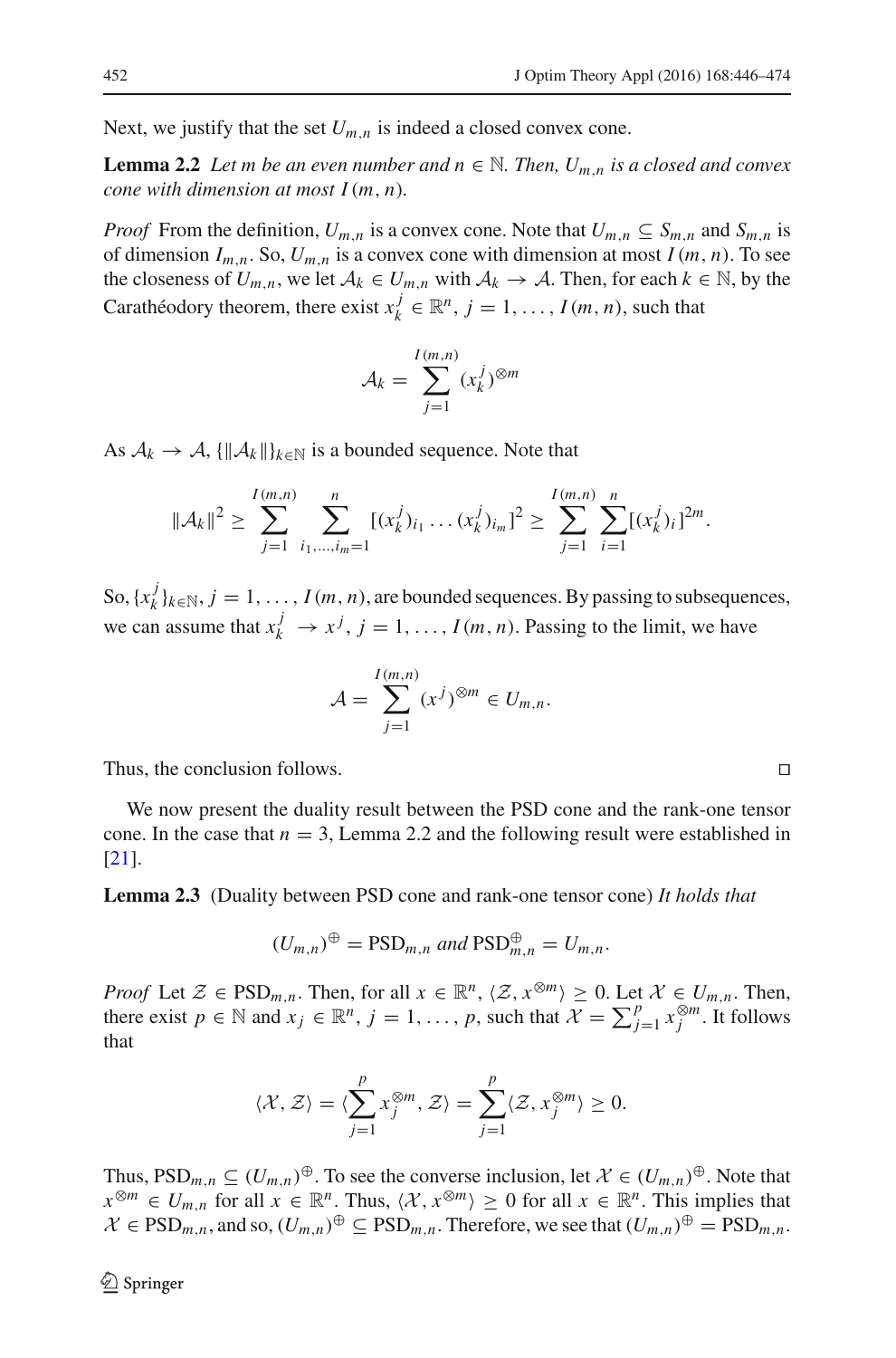Next, we justify that the set $U_{m,n}$ is indeed a closed convex cone.

**Lemma 2.2** *Let $m$ be an even number and $n \in \mathbb{N}$. Then, $U_{m,n}$ is a closed and convex cone with dimension at most $I(m,n)$.*

*Proof* From the definition, $U_{m,n}$ is a convex cone. Note that $U_{m,n} \subseteq S_{m,n}$ and $S_{m,n}$ is of dimension $I_{m,n}$. So, $U_{m,n}$ is a convex cone with dimension at most $I(m,n)$. To see the closeness of $U_{m,n}$, we let $\mathcal{A}_k \in U_{m,n}$ with $\mathcal{A}_k \to \mathcal{A}$. Then, for each $k \in \mathbb{N}$, by the Carathéodory theorem, there exist $x_k^j \in \mathbb{R}^n$, $j = 1, \ldots, I(m,n)$, such that

$$\mathcal{A}_k = \sum_{j=1}^{I(m,n)} (x_k^j)^{\otimes m}$$

As $\mathcal{A}_k \to \mathcal{A}$, $\{\|\mathcal{A}_k\|\}_{k \in \mathbb{N}}$ is a bounded sequence. Note that

$$\|\mathcal{A}_k\|^2 \geq \sum_{j=1}^{I(m,n)} \sum_{i_1,\ldots,i_m=1}^{n} [(x_k^j)_{i_1} \ldots (x_k^j)_{i_m}]^2 \geq \sum_{j=1}^{I(m,n)} \sum_{i=1}^{n} [(x_k^j)_i]^{2m}.$$

So, $\{x_k^j\}_{k \in \mathbb{N}}$, $j = 1, \ldots, I(m,n)$, are bounded sequences. By passing to subsequences, we can assume that $x_k^j \to x^j$, $j = 1, \ldots, I(m,n)$. Passing to the limit, we have

$$\mathcal{A} = \sum_{j=1}^{I(m,n)} (x^j)^{\otimes m} \in U_{m,n}.$$

Thus, the conclusion follows. $\square$

We now present the duality result between the PSD cone and the rank-one tensor cone. In the case that $n = 3$, Lemma 2.2 and the following result were established in [21].

**Lemma 2.3** (Duality between PSD cone and rank-one tensor cone) *It holds that*

$$(U_{m,n})^{\oplus} = \mathrm{PSD}_{m,n} \text{ and } \mathrm{PSD}_{m,n}^{\oplus} = U_{m,n}.$$

*Proof* Let $\mathcal{Z} \in \mathrm{PSD}_{m,n}$. Then, for all $x \in \mathbb{R}^n$, $\langle \mathcal{Z}, x^{\otimes m} \rangle \geq 0$. Let $\mathcal{X} \in U_{m,n}$. Then, there exist $p \in \mathbb{N}$ and $x_j \in \mathbb{R}^n$, $j = 1, \ldots, p$, such that $\mathcal{X} = \sum_{j=1}^{p} x_j^{\otimes m}$. It follows that

$$\langle \mathcal{X}, \mathcal{Z} \rangle = \langle \sum_{j=1}^{p} x_j^{\otimes m}, \mathcal{Z} \rangle = \sum_{j=1}^{p} \langle \mathcal{Z}, x_j^{\otimes m} \rangle \geq 0.$$

Thus, $\mathrm{PSD}_{m,n} \subseteq (U_{m,n})^{\oplus}$. To see the converse inclusion, let $\mathcal{X} \in (U_{m,n})^{\oplus}$. Note that $x^{\otimes m} \in U_{m,n}$ for all $x \in \mathbb{R}^n$. Thus, $\langle \mathcal{X}, x^{\otimes m} \rangle \geq 0$ for all $x \in \mathbb{R}^n$. This implies that $\mathcal{X} \in \mathrm{PSD}_{m,n}$, and so, $(U_{m,n})^{\oplus} \subseteq \mathrm{PSD}_{m,n}$. Therefore, we see that $(U_{m,n})^{\oplus} = \mathrm{PSD}_{m,n}$.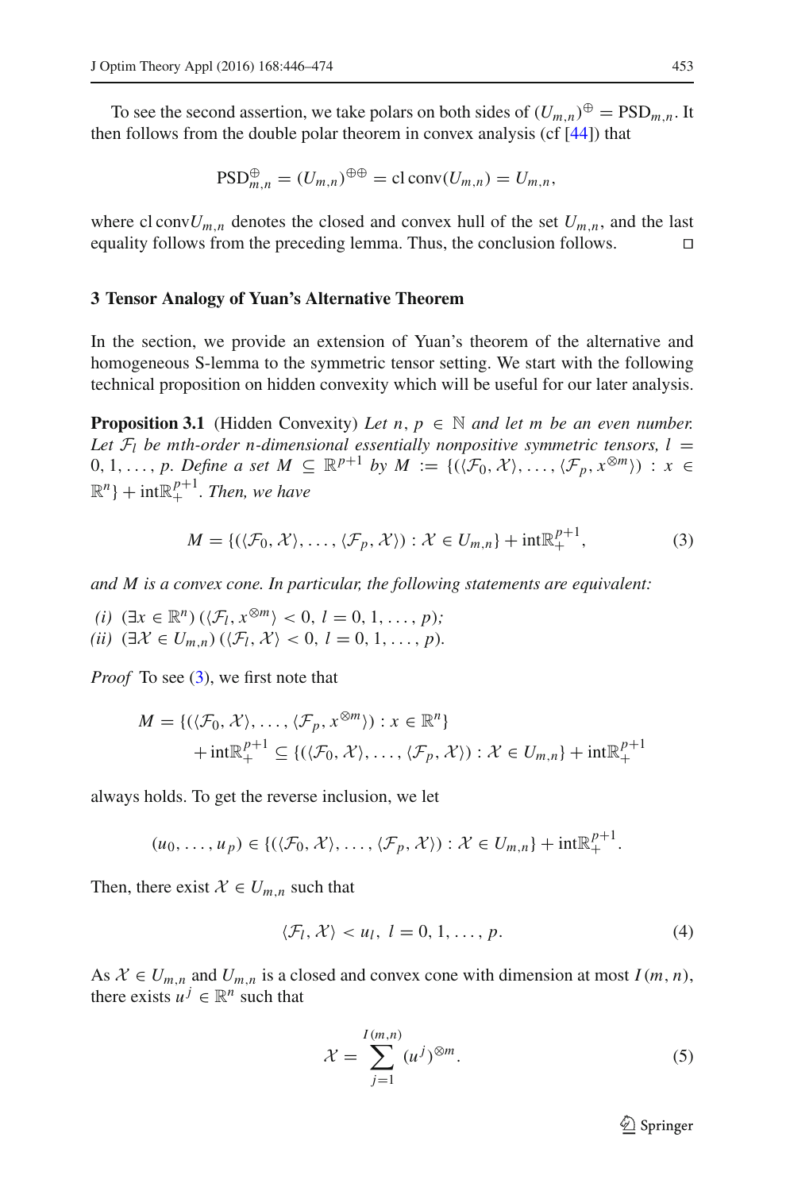To see the second assertion, we take polars on both sides of $(U_{m,n})^{\oplus} = \mathrm{PSD}_{m,n}$. It then follows from the double polar theorem in convex analysis (cf [44]) that

$$\mathrm{PSD}_{m,n}^{\oplus} = (U_{m,n})^{\oplus\oplus} = \mathrm{cl}\,\mathrm{conv}(U_{m,n}) = U_{m,n},$$

where $\mathrm{cl}\,\mathrm{conv}U_{m,n}$ denotes the closed and convex hull of the set $U_{m,n}$, and the last equality follows from the preceding lemma. Thus, the conclusion follows. □

## 3 Tensor Analogy of Yuan's Alternative Theorem

In the section, we provide an extension of Yuan's theorem of the alternative and homogeneous S-lemma to the symmetric tensor setting. We start with the following technical proposition on hidden convexity which will be useful for our later analysis.

**Proposition 3.1** (Hidden Convexity) *Let $n, p \in \mathbb{N}$ and let $m$ be an even number. Let $\mathcal{F}_l$ be mth-order n-dimensional essentially nonpositive symmetric tensors, $l = 0, 1, \ldots, p$. Define a set $M \subseteq \mathbb{R}^{p+1}$ by $M := \{(\langle \mathcal{F}_0, \mathcal{X}\rangle, \ldots, \langle \mathcal{F}_p, x^{\otimes m}\rangle) : x \in \mathbb{R}^n\} + \mathrm{int}\mathbb{R}^{p+1}_+$. Then, we have*

$$M = \{(\langle \mathcal{F}_0, \mathcal{X}\rangle, \ldots, \langle \mathcal{F}_p, \mathcal{X}\rangle) : \mathcal{X} \in U_{m,n}\} + \mathrm{int}\mathbb{R}^{p+1}_+, \tag{3}$$

*and $M$ is a convex cone. In particular, the following statements are equivalent:*

*(i)* $(\exists x \in \mathbb{R}^n)\,(\langle \mathcal{F}_l, x^{\otimes m}\rangle < 0,\ l = 0, 1, \ldots, p)$;
*(ii)* $(\exists \mathcal{X} \in U_{m,n})\,(\langle \mathcal{F}_l, \mathcal{X}\rangle < 0,\ l = 0, 1, \ldots, p)$.

*Proof* To see (3), we first note that

$$\begin{aligned} M = \{(\langle \mathcal{F}_0, \mathcal{X}\rangle, \ldots, \langle \mathcal{F}_p, x^{\otimes m}\rangle) : x \in \mathbb{R}^n\} \\ + \mathrm{int}\mathbb{R}^{p+1}_+ \subseteq \{(\langle \mathcal{F}_0, \mathcal{X}\rangle, \ldots, \langle \mathcal{F}_p, \mathcal{X}\rangle) : \mathcal{X} \in U_{m,n}\} + \mathrm{int}\mathbb{R}^{p+1}_+ \end{aligned}$$

always holds. To get the reverse inclusion, we let

$$(u_0, \ldots, u_p) \in \{(\langle \mathcal{F}_0, \mathcal{X}\rangle, \ldots, \langle \mathcal{F}_p, \mathcal{X}\rangle) : \mathcal{X} \in U_{m,n}\} + \mathrm{int}\mathbb{R}^{p+1}_+.$$

Then, there exist $\mathcal{X} \in U_{m,n}$ such that

$$\langle \mathcal{F}_l, \mathcal{X}\rangle < u_l,\ l = 0, 1, \ldots, p. \tag{4}$$

As $\mathcal{X} \in U_{m,n}$ and $U_{m,n}$ is a closed and convex cone with dimension at most $I(m, n)$, there exists $u^j \in \mathbb{R}^n$ such that

$$\mathcal{X} = \sum_{j=1}^{I(m,n)} (u^j)^{\otimes m}. \tag{5}$$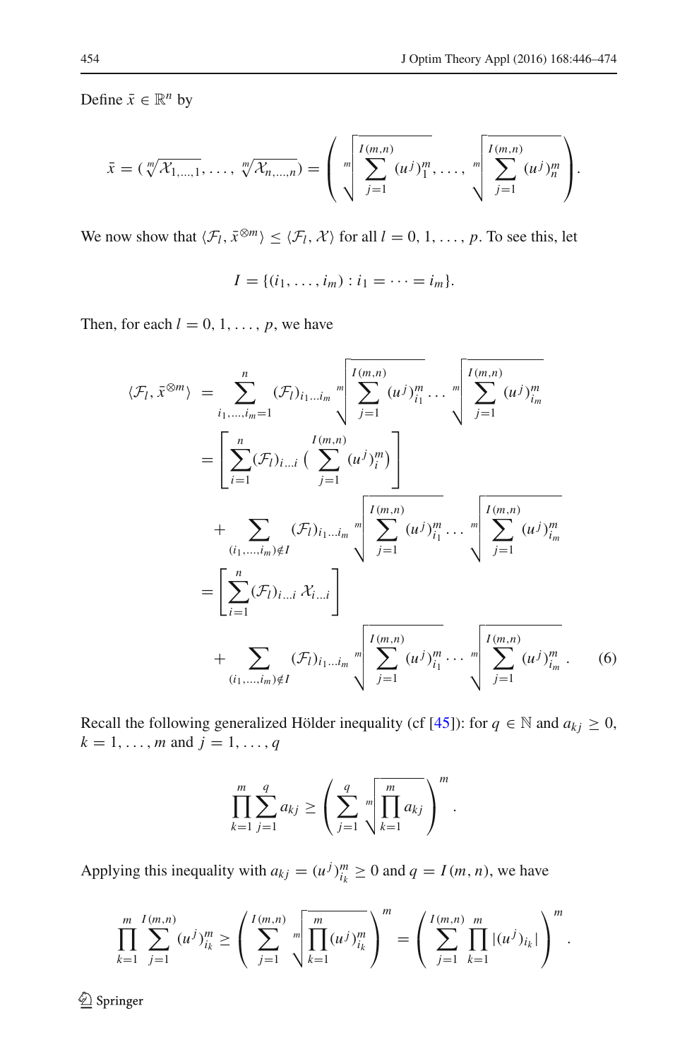Define $\bar{x} \in \mathbb{R}^n$ by

$$\bar{x} = (\sqrt[m]{\mathcal{X}_{1,\ldots,1}}, \ldots, \sqrt[m]{\mathcal{X}_{n,\ldots,n}}) = \left( \sqrt[m]{\sum_{j=1}^{I(m,n)} (u^j)_1^m}, \ldots, \sqrt[m]{\sum_{j=1}^{I(m,n)} (u^j)_n^m} \right).$$

We now show that $\langle \mathcal{F}_l, \bar{x}^{\otimes m} \rangle \leq \langle \mathcal{F}_l, \mathcal{X} \rangle$ for all $l = 0, 1, \ldots, p$. To see this, let

$$I = \{(i_1, \ldots, i_m) : i_1 = \cdots = i_m\}.$$

Then, for each $l = 0, 1, \ldots, p$, we have

$$\begin{aligned}
\langle \mathcal{F}_l, \bar{x}^{\otimes m} \rangle &= \sum_{i_1,\ldots,i_m=1}^{n} (\mathcal{F}_l)_{i_1 \ldots i_m} \sqrt[m]{\sum_{j=1}^{I(m,n)} (u^j)_{i_1}^m} \cdots \sqrt[m]{\sum_{j=1}^{I(m,n)} (u^j)_{i_m}^m} \\
&= \left[ \sum_{i=1}^{n} (\mathcal{F}_l)_{i \ldots i} \left( \sum_{j=1}^{I(m,n)} (u^j)_i^m \right) \right] \\
&\quad + \sum_{(i_1,\ldots,i_m) \notin I} (\mathcal{F}_l)_{i_1 \ldots i_m} \sqrt[m]{\sum_{j=1}^{I(m,n)} (u^j)_{i_1}^m} \cdots \sqrt[m]{\sum_{j=1}^{I(m,n)} (u^j)_{i_m}^m} \\
&= \left[ \sum_{i=1}^{n} (\mathcal{F}_l)_{i \ldots i} \, \mathcal{X}_{i \ldots i} \right] \\
&\quad + \sum_{(i_1,\ldots,i_m) \notin I} (\mathcal{F}_l)_{i_1 \ldots i_m} \sqrt[m]{\sum_{j=1}^{I(m,n)} (u^j)_{i_1}^m} \cdots \sqrt[m]{\sum_{j=1}^{I(m,n)} (u^j)_{i_m}^m} .
\end{aligned} \tag{6}$$

Recall the following generalized Hölder inequality (cf [45]): for $q \in \mathbb{N}$ and $a_{kj} \geq 0$, $k = 1, \ldots, m$ and $j = 1, \ldots, q$

$$\prod_{k=1}^{m} \sum_{j=1}^{q} a_{kj} \geq \left( \sum_{j=1}^{q} \sqrt[m]{\prod_{k=1}^{m} a_{kj}} \right)^m .$$

Applying this inequality with $a_{kj} = (u^j)_{i_k}^m \geq 0$ and $q = I(m,n)$, we have

$$\prod_{k=1}^{m} \sum_{j=1}^{I(m,n)} (u^j)_{i_k}^m \geq \left( \sum_{j=1}^{I(m,n)} \sqrt[m]{\prod_{k=1}^{m} (u^j)_{i_k}^m} \right)^m = \left( \sum_{j=1}^{I(m,n)} \prod_{k=1}^{m} |(u^j)_{i_k}| \right)^m .$$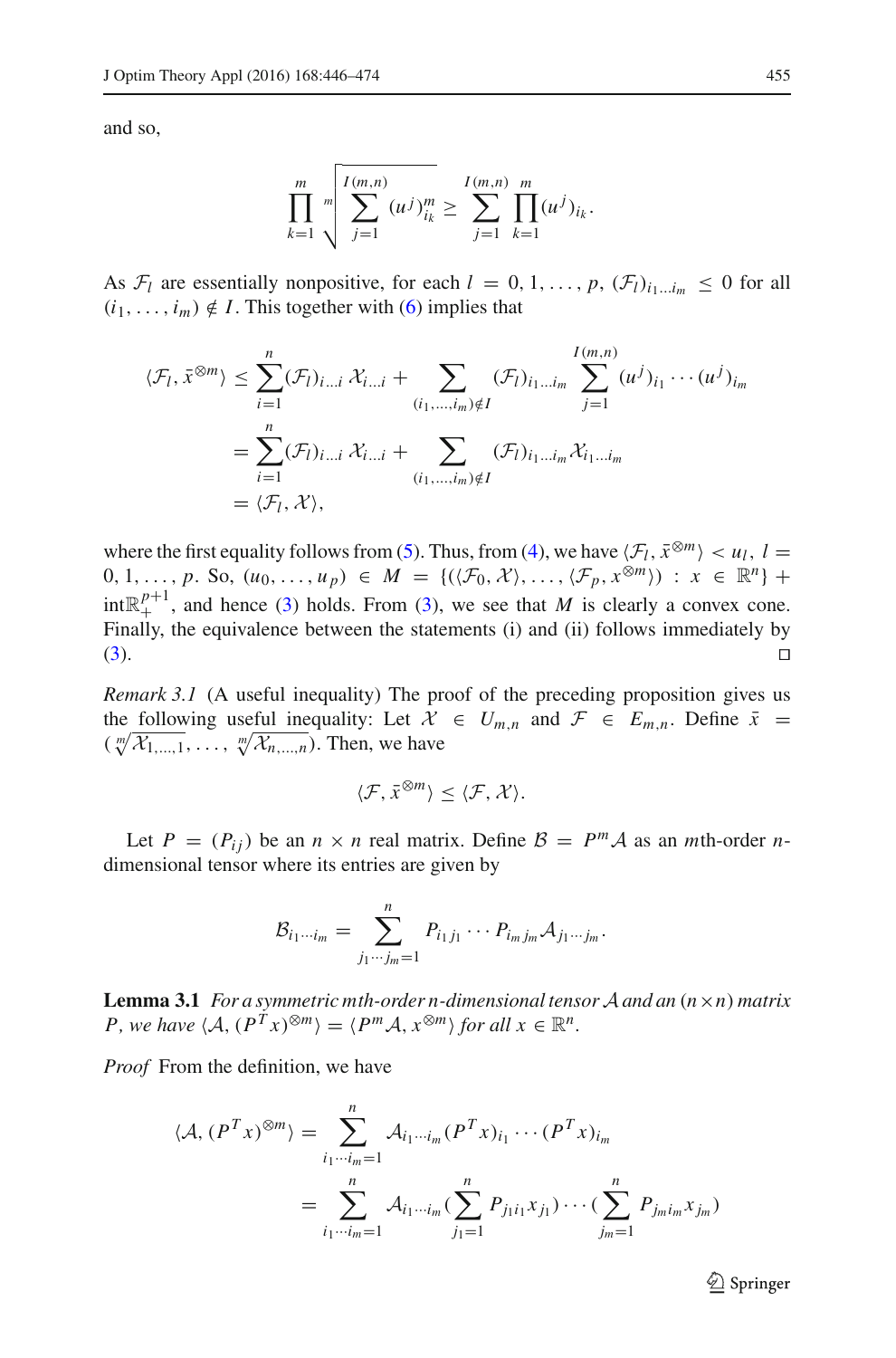and so,

$$\prod_{k=1}^{m} \sqrt[m]{\sum_{j=1}^{I(m,n)} (u^j)_{i_k}^m} \geq \sum_{j=1}^{I(m,n)} \prod_{k=1}^{m} (u^j)_{i_k}.$$

As $\mathcal{F}_l$ are essentially nonpositive, for each $l = 0, 1, \ldots, p$, $(\mathcal{F}_l)_{i_1 \ldots i_m} \leq 0$ for all $(i_1, \ldots, i_m) \notin I$. This together with (6) implies that

$$\begin{aligned}
\langle \mathcal{F}_l, \bar{x}^{\otimes m} \rangle &\leq \sum_{i=1}^{n} (\mathcal{F}_l)_{i \ldots i}\, \mathcal{X}_{i \ldots i} + \sum_{(i_1, \ldots, i_m) \notin I} (\mathcal{F}_l)_{i_1 \ldots i_m} \sum_{j=1}^{I(m,n)} (u^j)_{i_1} \cdots (u^j)_{i_m} \\
&= \sum_{i=1}^{n} (\mathcal{F}_l)_{i \ldots i}\, \mathcal{X}_{i \ldots i} + \sum_{(i_1, \ldots, i_m) \notin I} (\mathcal{F}_l)_{i_1 \ldots i_m} \mathcal{X}_{i_1 \ldots i_m} \\
&= \langle \mathcal{F}_l, \mathcal{X} \rangle,
\end{aligned}$$

where the first equality follows from (5). Thus, from (4), we have $\langle \mathcal{F}_l, \bar{x}^{\otimes m} \rangle < u_l$, $l = 0, 1, \ldots, p$. So, $(u_0, \ldots, u_p) \in M = \{(\langle \mathcal{F}_0, \mathcal{X} \rangle, \ldots, \langle \mathcal{F}_p, x^{\otimes m} \rangle) : x \in \mathbb{R}^n\} + \mathrm{int}\mathbb{R}^{p+1}_+$, and hence (3) holds. From (3), we see that $M$ is clearly a convex cone. Finally, the equivalence between the statements (i) and (ii) follows immediately by (3). $\square$

*Remark 3.1* (A useful inequality) The proof of the preceding proposition gives us the following useful inequality: Let $\mathcal{X} \in U_{m,n}$ and $\mathcal{F} \in E_{m,n}$. Define $\bar{x} = (\sqrt[m]{\mathcal{X}_{1,\ldots,1}}, \ldots, \sqrt[m]{\mathcal{X}_{n,\ldots,n}})$. Then, we have

$$\langle \mathcal{F}, \bar{x}^{\otimes m} \rangle \leq \langle \mathcal{F}, \mathcal{X} \rangle.$$

Let $P = (P_{ij})$ be an $n \times n$ real matrix. Define $\mathcal{B} = P^m \mathcal{A}$ as an $m$th-order $n$-dimensional tensor where its entries are given by

$$\mathcal{B}_{i_1 \cdots i_m} = \sum_{j_1 \cdots j_m = 1}^{n} P_{i_1 j_1} \cdots P_{i_m j_m} \mathcal{A}_{j_1 \cdots j_m}.$$

**Lemma 3.1** *For a symmetric mth-order n-dimensional tensor $\mathcal{A}$ and an $(n \times n)$ matrix $P$, we have $\langle \mathcal{A}, (P^T x)^{\otimes m} \rangle = \langle P^m \mathcal{A}, x^{\otimes m} \rangle$ for all $x \in \mathbb{R}^n$.*

*Proof* From the definition, we have

$$\begin{aligned}
\langle \mathcal{A}, (P^T x)^{\otimes m} \rangle &= \sum_{i_1 \cdots i_m = 1}^{n} \mathcal{A}_{i_1 \cdots i_m} (P^T x)_{i_1} \cdots (P^T x)_{i_m} \\
&= \sum_{i_1 \cdots i_m = 1}^{n} \mathcal{A}_{i_1 \cdots i_m} \Big( \sum_{j_1=1}^{n} P_{j_1 i_1} x_{j_1} \Big) \cdots \Big( \sum_{j_m=1}^{n} P_{j_m i_m} x_{j_m} \Big)
\end{aligned}$$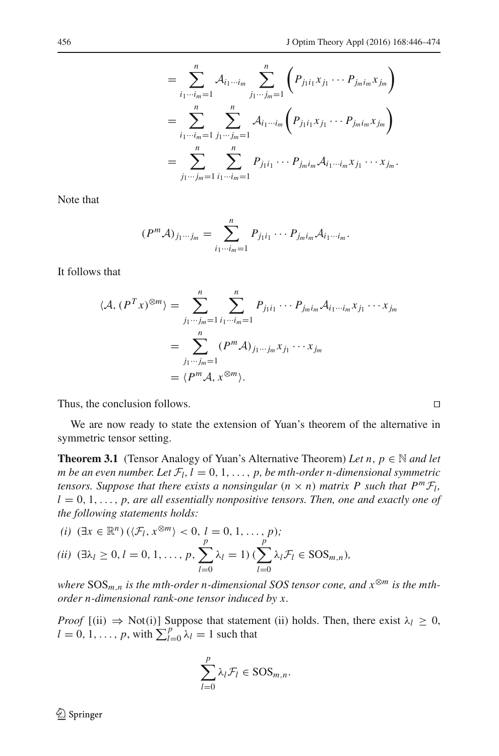$$
\begin{aligned}
&= \sum_{i_1 \cdots i_m = 1}^{n} \mathcal{A}_{i_1 \cdots i_m} \sum_{j_1 \cdots j_m = 1}^{n} \left( P_{j_1 i_1} x_{j_1} \cdots P_{j_m i_m} x_{j_m} \right) \\
&= \sum_{i_1 \cdots i_m = 1}^{n} \sum_{j_1 \cdots j_m = 1}^{n} \mathcal{A}_{i_1 \cdots i_m} \left( P_{j_1 i_1} x_{j_1} \cdots P_{j_m i_m} x_{j_m} \right) \\
&= \sum_{j_1 \cdots j_m = 1}^{n} \sum_{i_1 \cdots i_m = 1}^{n} P_{j_1 i_1} \cdots P_{j_m i_m} \mathcal{A}_{i_1 \cdots i_m} x_{j_1} \cdots x_{j_m}.
\end{aligned}
$$

Note that

$$
(P^m \mathcal{A})_{j_1 \cdots j_m} = \sum_{i_1 \cdots i_m = 1}^{n} P_{j_1 i_1} \cdots P_{j_m i_m} \mathcal{A}_{i_1 \cdots i_m}.
$$

It follows that

$$
\begin{aligned}
\langle \mathcal{A}, (P^T x)^{\otimes m} \rangle &= \sum_{j_1 \cdots j_m = 1}^{n} \sum_{i_1 \cdots i_m = 1}^{n} P_{j_1 i_1} \cdots P_{j_m i_m} \mathcal{A}_{i_1 \cdots i_m} x_{j_1} \cdots x_{j_m} \\
&= \sum_{j_1 \cdots j_m = 1}^{n} (P^m \mathcal{A})_{j_1 \cdots j_m} x_{j_1} \cdots x_{j_m} \\
&= \langle P^m \mathcal{A}, x^{\otimes m} \rangle.
\end{aligned}
$$

Thus, the conclusion follows. □

We are now ready to state the extension of Yuan's theorem of the alternative in symmetric tensor setting.

**Theorem 3.1** (Tensor Analogy of Yuan's Alternative Theorem) *Let $n, p \in \mathbb{N}$ and let $m$ be an even number. Let $\mathcal{F}_l$, $l = 0, 1, \ldots, p$, be $m$th-order $n$-dimensional symmetric tensors. Suppose that there exists a nonsingular $(n \times n)$ matrix $P$ such that $P^m \mathcal{F}_l$, $l = 0, 1, \ldots, p$, are all essentially nonpositive tensors. Then, one and exactly one of the following statements holds:*

*(i)* $(\exists x \in \mathbb{R}^n) \, (\langle \mathcal{F}_l, x^{\otimes m} \rangle < 0, \, l = 0, 1, \ldots, p)$;

*(ii)* $(\exists \lambda_l \geq 0, l = 0, 1, \ldots, p, \sum_{l=0}^{p} \lambda_l = 1) \, (\sum_{l=0}^{p} \lambda_l \mathcal{F}_l \in \mathrm{SOS}_{m,n})$,

*where $\mathrm{SOS}_{m,n}$ is the $m$th-order $n$-dimensional SOS tensor cone, and $x^{\otimes m}$ is the $m$th-order $n$-dimensional rank-one tensor induced by $x$.*

*Proof* [(ii) $\Rightarrow$ Not(i)] Suppose that statement (ii) holds. Then, there exist $\lambda_l \geq 0$, $l = 0, 1, \ldots, p$, with $\sum_{l=0}^{p} \lambda_l = 1$ such that

$$
\sum_{l=0}^{p} \lambda_l \mathcal{F}_l \in \mathrm{SOS}_{m,n}.
$$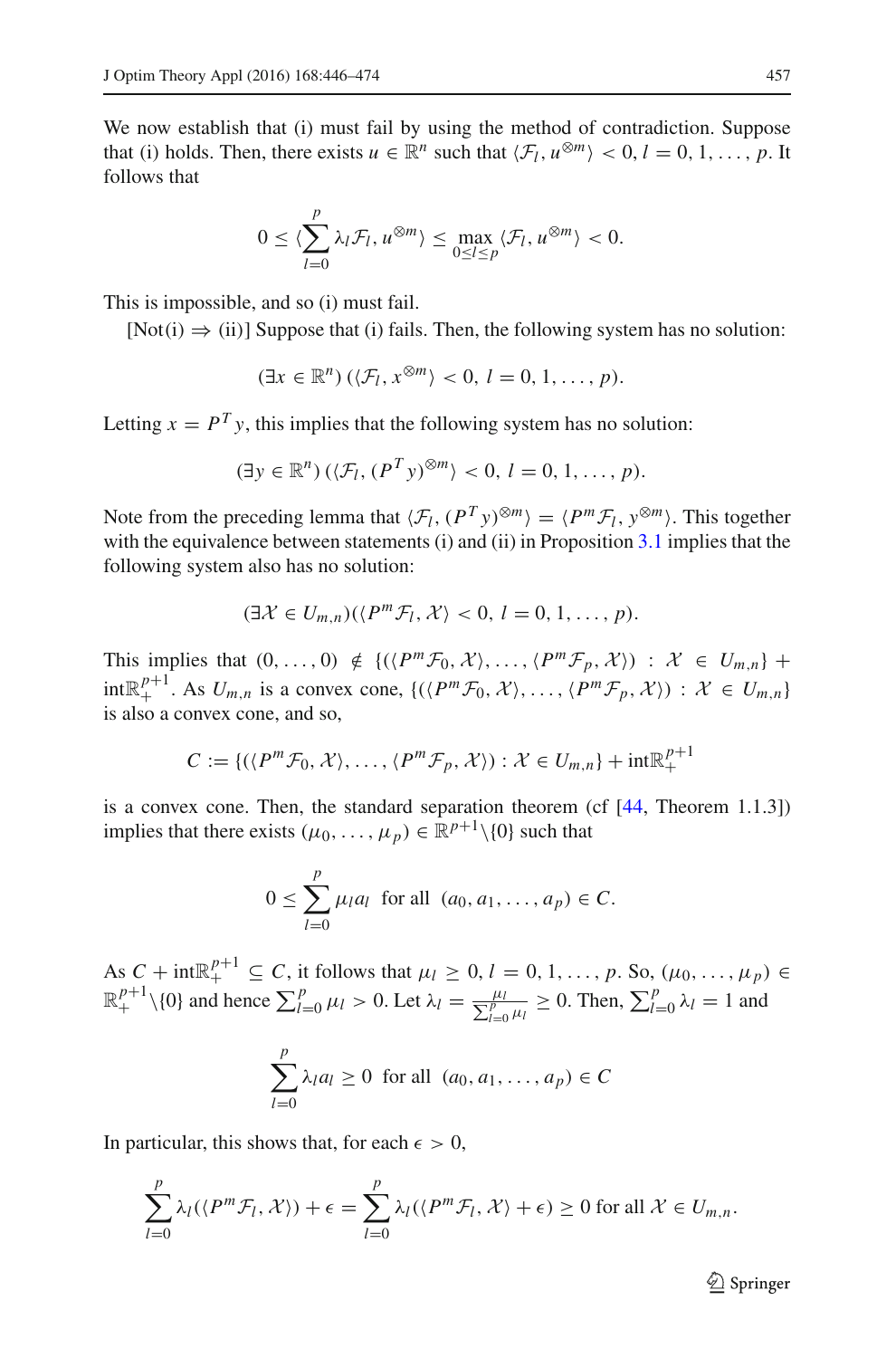We now establish that (i) must fail by using the method of contradiction. Suppose that (i) holds. Then, there exists $u \in \mathbb{R}^n$ such that $\langle \mathcal{F}_l, u^{\otimes m} \rangle < 0, l = 0, 1, \ldots, p$. It follows that

$$0 \leq \langle \sum_{l=0}^{p} \lambda_l \mathcal{F}_l, u^{\otimes m} \rangle \leq \max_{0 \leq l \leq p} \langle \mathcal{F}_l, u^{\otimes m} \rangle < 0.$$

This is impossible, and so (i) must fail.

[Not(i) $\Rightarrow$ (ii)] Suppose that (i) fails. Then, the following system has no solution:

$$(\exists x \in \mathbb{R}^n) \, (\langle \mathcal{F}_l, x^{\otimes m} \rangle < 0, \, l = 0, 1, \ldots, p).$$

Letting $x = P^T y$, this implies that the following system has no solution:

$$(\exists y \in \mathbb{R}^n) \, (\langle \mathcal{F}_l, (P^T y)^{\otimes m} \rangle < 0, \, l = 0, 1, \ldots, p).$$

Note from the preceding lemma that $\langle \mathcal{F}_l, (P^T y)^{\otimes m} \rangle = \langle P^m \mathcal{F}_l, y^{\otimes m} \rangle$. This together with the equivalence between statements (i) and (ii) in Proposition 3.1 implies that the following system also has no solution:

$$(\exists \mathcal{X} \in U_{m,n})(\langle P^m \mathcal{F}_l, \mathcal{X} \rangle < 0, \, l = 0, 1, \ldots, p).$$

This implies that $(0, \ldots, 0) \notin \{(\langle P^m \mathcal{F}_0, \mathcal{X} \rangle, \ldots, \langle P^m \mathcal{F}_p, \mathcal{X} \rangle) : \mathcal{X} \in U_{m,n}\} + \text{int}\mathbb{R}^{p+1}_+$. As $U_{m,n}$ is a convex cone, $\{(\langle P^m \mathcal{F}_0, \mathcal{X} \rangle, \ldots, \langle P^m \mathcal{F}_p, \mathcal{X} \rangle) : \mathcal{X} \in U_{m,n}\}$ is also a convex cone, and so,

$$C := \{(\langle P^m \mathcal{F}_0, \mathcal{X} \rangle, \ldots, \langle P^m \mathcal{F}_p, \mathcal{X} \rangle) : \mathcal{X} \in U_{m,n}\} + \text{int}\mathbb{R}^{p+1}_+$$

is a convex cone. Then, the standard separation theorem (cf [44, Theorem 1.1.3]) implies that there exists $(\mu_0, \ldots, \mu_p) \in \mathbb{R}^{p+1} \backslash \{0\}$ such that

$$0 \leq \sum_{l=0}^{p} \mu_l a_l \; \text{ for all } \; (a_0, a_1, \ldots, a_p) \in C.$$

As $C + \text{int}\mathbb{R}^{p+1}_+ \subseteq C$, it follows that $\mu_l \geq 0, l = 0, 1, \ldots, p$. So, $(\mu_0, \ldots, \mu_p) \in \mathbb{R}^{p+1}_+ \backslash \{0\}$ and hence $\sum_{l=0}^{p} \mu_l > 0$. Let $\lambda_l = \frac{\mu_l}{\sum_{l=0}^{p} \mu_l} \geq 0$. Then, $\sum_{l=0}^{p} \lambda_l = 1$ and

$$\sum_{l=0}^{p} \lambda_l a_l \geq 0 \; \text{ for all } \; (a_0, a_1, \ldots, a_p) \in C$$

In particular, this shows that, for each $\epsilon > 0$,

$$\sum_{l=0}^{p} \lambda_l (\langle P^m \mathcal{F}_l, \mathcal{X} \rangle) + \epsilon = \sum_{l=0}^{p} \lambda_l (\langle P^m \mathcal{F}_l, \mathcal{X} \rangle + \epsilon) \geq 0 \text{ for all } \mathcal{X} \in U_{m,n}.$$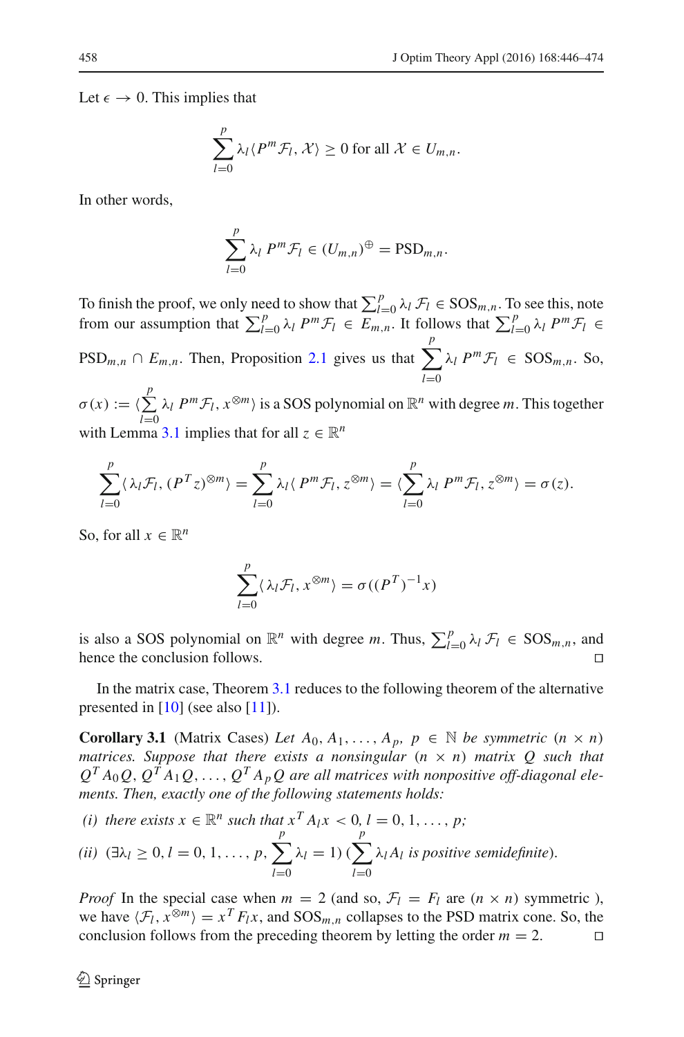Let $\epsilon \to 0$. This implies that

$$\sum_{l=0}^{p} \lambda_l \langle P^m \mathcal{F}_l, \mathcal{X} \rangle \geq 0 \text{ for all } \mathcal{X} \in U_{m,n}.$$

In other words,

$$\sum_{l=0}^{p} \lambda_l \, P^m \mathcal{F}_l \in (U_{m,n})^{\oplus} = \mathrm{PSD}_{m,n}.$$

To finish the proof, we only need to show that $\sum_{l=0}^{p} \lambda_l \, \mathcal{F}_l \in \mathrm{SOS}_{m,n}$. To see this, note from our assumption that $\sum_{l=0}^{p} \lambda_l \, P^m \mathcal{F}_l \in E_{m,n}$. It follows that $\sum_{l=0}^{p} \lambda_l \, P^m \mathcal{F}_l \in \mathrm{PSD}_{m,n} \cap E_{m,n}$. Then, Proposition 2.1 gives us that $\sum_{l=0}^{p} \lambda_l \, P^m \mathcal{F}_l \in \mathrm{SOS}_{m,n}$. So, $\sigma(x) := \langle \sum_{l=0}^{p} \lambda_l \, P^m \mathcal{F}_l, x^{\otimes m} \rangle$ is a SOS polynomial on $\mathbb{R}^n$ with degree $m$. This together with Lemma 3.1 implies that for all $z \in \mathbb{R}^n$

$$\sum_{l=0}^{p} \langle \lambda_l \mathcal{F}_l, (P^T z)^{\otimes m} \rangle = \sum_{l=0}^{p} \lambda_l \langle P^m \mathcal{F}_l, z^{\otimes m} \rangle = \langle \sum_{l=0}^{p} \lambda_l \, P^m \mathcal{F}_l, z^{\otimes m} \rangle = \sigma(z).$$

So, for all $x \in \mathbb{R}^n$

$$\sum_{l=0}^{p} \langle \lambda_l \mathcal{F}_l, x^{\otimes m} \rangle = \sigma((P^T)^{-1} x)$$

is also a SOS polynomial on $\mathbb{R}^n$ with degree $m$. Thus, $\sum_{l=0}^{p} \lambda_l \, \mathcal{F}_l \in \mathrm{SOS}_{m,n}$, and hence the conclusion follows. □

In the matrix case, Theorem 3.1 reduces to the following theorem of the alternative presented in [10] (see also [11]).

**Corollary 3.1** (Matrix Cases) *Let $A_0, A_1, \ldots, A_p$, $p \in \mathbb{N}$ be symmetric $(n \times n)$ matrices. Suppose that there exists a nonsingular $(n \times n)$ matrix $Q$ such that $Q^T A_0 Q, Q^T A_1 Q, \ldots, Q^T A_p Q$ are all matrices with nonpositive off-diagonal elements. Then, exactly one of the following statements holds:*

*(i) there exists $x \in \mathbb{R}^n$ such that $x^T A_l x < 0$, $l = 0, 1, \ldots, p$;*

*(ii) $(\exists \lambda_l \geq 0, l = 0, 1, \ldots, p, \sum_{l=0}^{p} \lambda_l = 1)$ $(\sum_{l=0}^{p} \lambda_l A_l$ is positive semidefinite).*

*Proof* In the special case when $m = 2$ (and so, $\mathcal{F}_l = F_l$ are $(n \times n)$ symmetric ), we have $\langle \mathcal{F}_l, x^{\otimes m} \rangle = x^T F_l x$, and $\mathrm{SOS}_{m,n}$ collapses to the PSD matrix cone. So, the conclusion follows from the preceding theorem by letting the order $m = 2$. □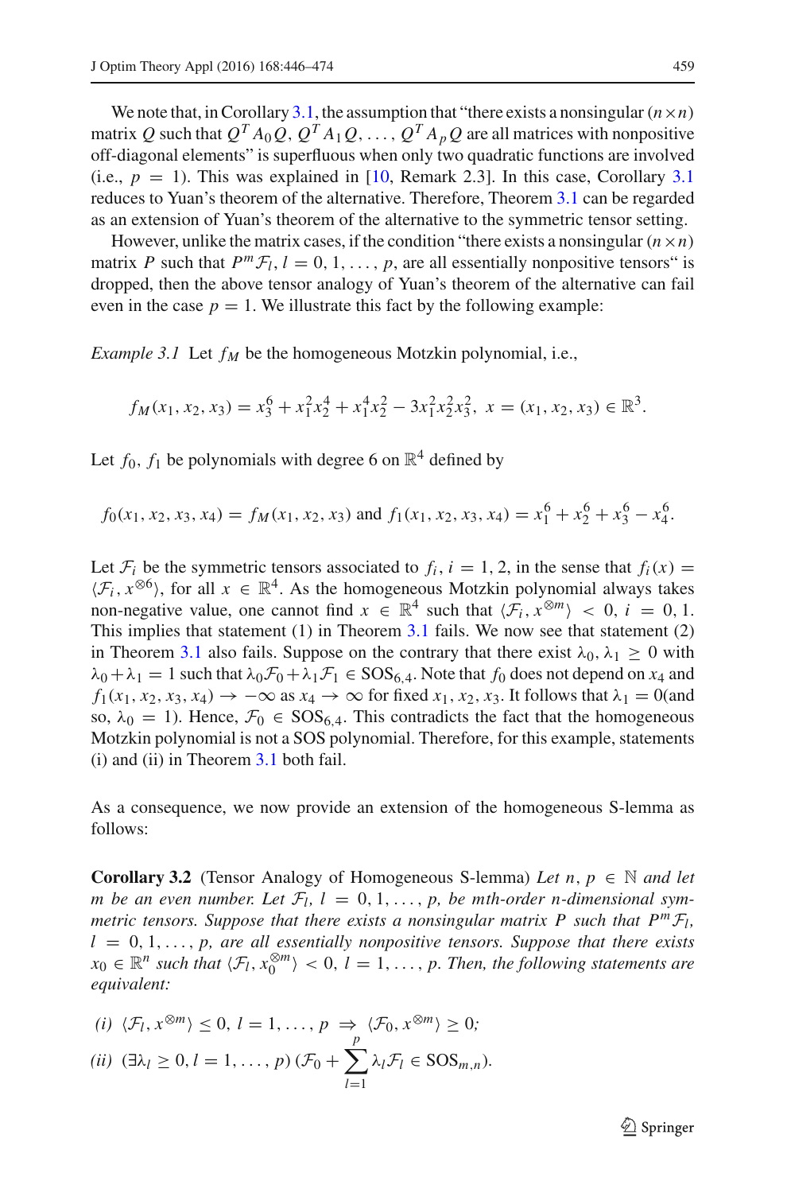We note that, in Corollary 3.1, the assumption that "there exists a nonsingular $(n \times n)$ matrix $Q$ such that $Q^T A_0 Q, Q^T A_1 Q, \ldots, Q^T A_p Q$ are all matrices with nonpositive off-diagonal elements" is superfluous when only two quadratic functions are involved (i.e., $p = 1$). This was explained in [10, Remark 2.3]. In this case, Corollary 3.1 reduces to Yuan's theorem of the alternative. Therefore, Theorem 3.1 can be regarded as an extension of Yuan's theorem of the alternative to the symmetric tensor setting.

However, unlike the matrix cases, if the condition "there exists a nonsingular $(n \times n)$ matrix $P$ such that $P^m \mathcal{F}_l$, $l = 0, 1, \ldots, p$, are all essentially nonpositive tensors" is dropped, then the above tensor analogy of Yuan's theorem of the alternative can fail even in the case $p = 1$. We illustrate this fact by the following example:

*Example 3.1* Let $f_M$ be the homogeneous Motzkin polynomial, i.e.,

$$f_M(x_1, x_2, x_3) = x_3^6 + x_1^2 x_2^4 + x_1^4 x_2^2 - 3x_1^2 x_2^2 x_3^2, \; x = (x_1, x_2, x_3) \in \mathbb{R}^3.$$

Let $f_0$, $f_1$ be polynomials with degree 6 on $\mathbb{R}^4$ defined by

$$f_0(x_1, x_2, x_3, x_4) = f_M(x_1, x_2, x_3) \text{ and } f_1(x_1, x_2, x_3, x_4) = x_1^6 + x_2^6 + x_3^6 - x_4^6.$$

Let $\mathcal{F}_i$ be the symmetric tensors associated to $f_i$, $i = 1, 2$, in the sense that $f_i(x) = \langle \mathcal{F}_i, x^{\otimes 6} \rangle$, for all $x \in \mathbb{R}^4$. As the homogeneous Motzkin polynomial always takes non-negative value, one cannot find $x \in \mathbb{R}^4$ such that $\langle \mathcal{F}_i, x^{\otimes m} \rangle < 0$, $i = 0, 1$. This implies that statement (1) in Theorem 3.1 fails. We now see that statement (2) in Theorem 3.1 also fails. Suppose on the contrary that there exist $\lambda_0, \lambda_1 \geq 0$ with $\lambda_0 + \lambda_1 = 1$ such that $\lambda_0 \mathcal{F}_0 + \lambda_1 \mathcal{F}_1 \in \mathrm{SOS}_{6,4}$. Note that $f_0$ does not depend on $x_4$ and $f_1(x_1, x_2, x_3, x_4) \to -\infty$ as $x_4 \to \infty$ for fixed $x_1, x_2, x_3$. It follows that $\lambda_1 = 0$(and so, $\lambda_0 = 1$). Hence, $\mathcal{F}_0 \in \mathrm{SOS}_{6,4}$. This contradicts the fact that the homogeneous Motzkin polynomial is not a SOS polynomial. Therefore, for this example, statements (i) and (ii) in Theorem 3.1 both fail.

As a consequence, we now provide an extension of the homogeneous S-lemma as follows:

**Corollary 3.2** (Tensor Analogy of Homogeneous S-lemma) *Let $n, p \in \mathbb{N}$ and let $m$ be an even number. Let $\mathcal{F}_l$, $l = 0, 1, \ldots, p$, be mth-order n-dimensional symmetric tensors. Suppose that there exists a nonsingular matrix $P$ such that $P^m \mathcal{F}_l$, $l = 0, 1, \ldots, p$, are all essentially nonpositive tensors. Suppose that there exists $x_0 \in \mathbb{R}^n$ such that $\langle \mathcal{F}_l, x_0^{\otimes m} \rangle < 0$, $l = 1, \ldots, p$. Then, the following statements are equivalent:*

*(i)* $\langle \mathcal{F}_l, x^{\otimes m} \rangle \leq 0, \; l = 1, \ldots, p \;\Rightarrow\; \langle \mathcal{F}_0, x^{\otimes m} \rangle \geq 0$;

*(ii)* $(\exists \lambda_l \geq 0, l = 1, \ldots, p) \, (\mathcal{F}_0 + \sum_{l=1}^{p} \lambda_l \mathcal{F}_l \in \mathrm{SOS}_{m,n})$.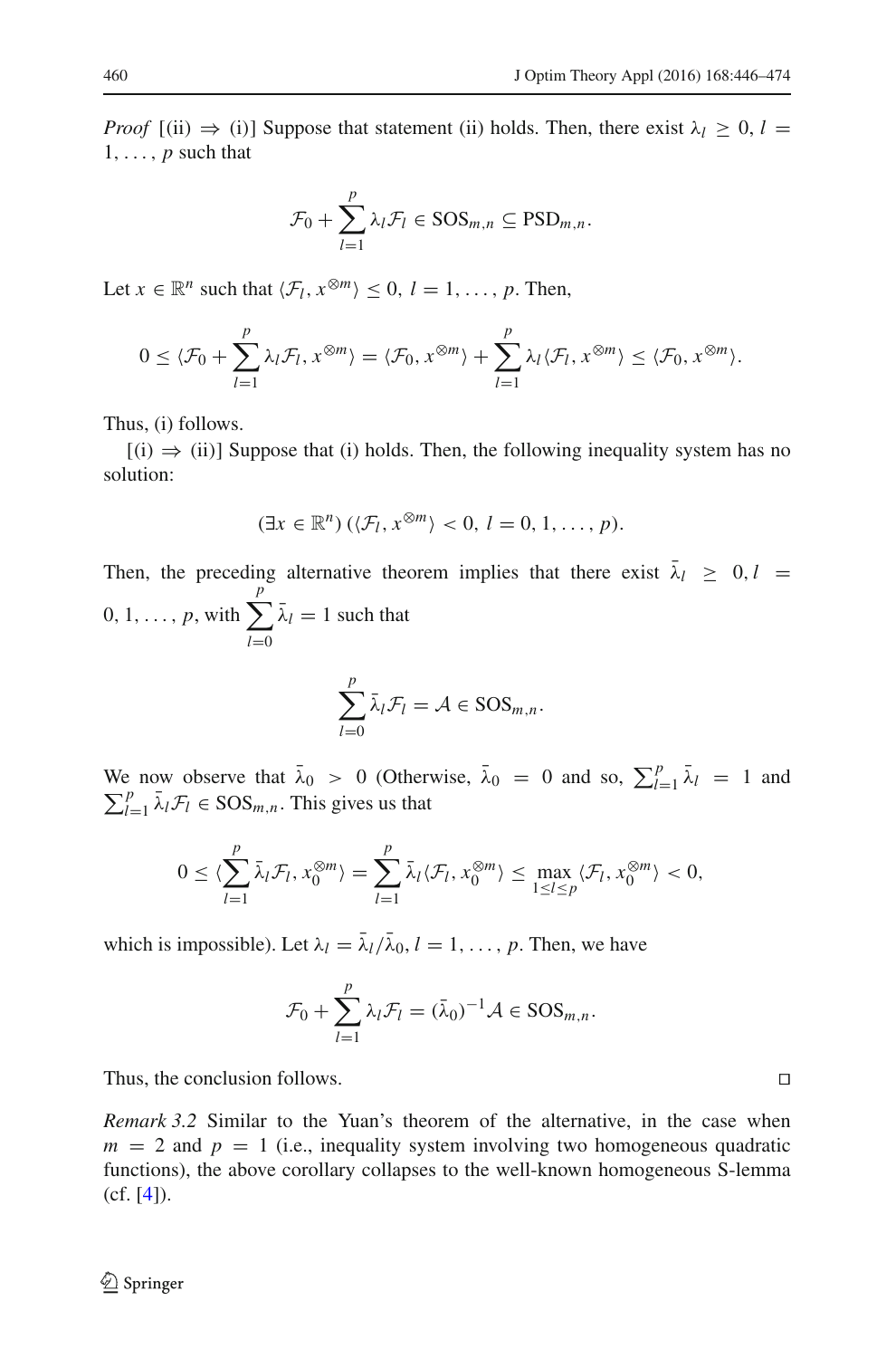*Proof* [(ii) $\Rightarrow$ (i)] Suppose that statement (ii) holds. Then, there exist $\lambda_l \geq 0$, $l = 1, \ldots, p$ such that

$$\mathcal{F}_0 + \sum_{l=1}^{p} \lambda_l \mathcal{F}_l \in \mathrm{SOS}_{m,n} \subseteq \mathrm{PSD}_{m,n}.$$

Let $x \in \mathbb{R}^n$ such that $\langle \mathcal{F}_l, x^{\otimes m} \rangle \leq 0$, $l = 1, \ldots, p$. Then,

$$0 \leq \langle \mathcal{F}_0 + \sum_{l=1}^{p} \lambda_l \mathcal{F}_l, x^{\otimes m} \rangle = \langle \mathcal{F}_0, x^{\otimes m} \rangle + \sum_{l=1}^{p} \lambda_l \langle \mathcal{F}_l, x^{\otimes m} \rangle \leq \langle \mathcal{F}_0, x^{\otimes m} \rangle.$$

Thus, (i) follows.

[(i) $\Rightarrow$ (ii)] Suppose that (i) holds. Then, the following inequality system has no solution:

$$(\exists x \in \mathbb{R}^n) \, (\langle \mathcal{F}_l, x^{\otimes m} \rangle < 0, \; l = 0, 1, \ldots, p).$$

Then, the preceding alternative theorem implies that there exist $\bar{\lambda}_l \geq 0, l = 0, 1, \ldots, p$, with $\sum_{l=0}^{p} \bar{\lambda}_l = 1$ such that

$$\sum_{l=0}^{p} \bar{\lambda}_l \mathcal{F}_l = \mathcal{A} \in \mathrm{SOS}_{m,n}.$$

We now observe that $\bar{\lambda}_0 > 0$ (Otherwise, $\bar{\lambda}_0 = 0$ and so, $\sum_{l=1}^{p} \bar{\lambda}_l = 1$ and $\sum_{l=1}^{p} \bar{\lambda}_l \mathcal{F}_l \in \mathrm{SOS}_{m,n}$. This gives us that

$$0 \leq \langle \sum_{l=1}^{p} \bar{\lambda}_l \mathcal{F}_l, x_0^{\otimes m} \rangle = \sum_{l=1}^{p} \bar{\lambda}_l \langle \mathcal{F}_l, x_0^{\otimes m} \rangle \leq \max_{1 \leq l \leq p} \langle \mathcal{F}_l, x_0^{\otimes m} \rangle < 0,$$

which is impossible). Let $\lambda_l = \bar{\lambda}_l / \bar{\lambda}_0$, $l = 1, \ldots, p$. Then, we have

$$\mathcal{F}_0 + \sum_{l=1}^{p} \lambda_l \mathcal{F}_l = (\bar{\lambda}_0)^{-1} \mathcal{A} \in \mathrm{SOS}_{m,n}.$$

Thus, the conclusion follows. □

*Remark 3.2* Similar to the Yuan's theorem of the alternative, in the case when $m = 2$ and $p = 1$ (i.e., inequality system involving two homogeneous quadratic functions), the above corollary collapses to the well-known homogeneous S-lemma (cf. [4]).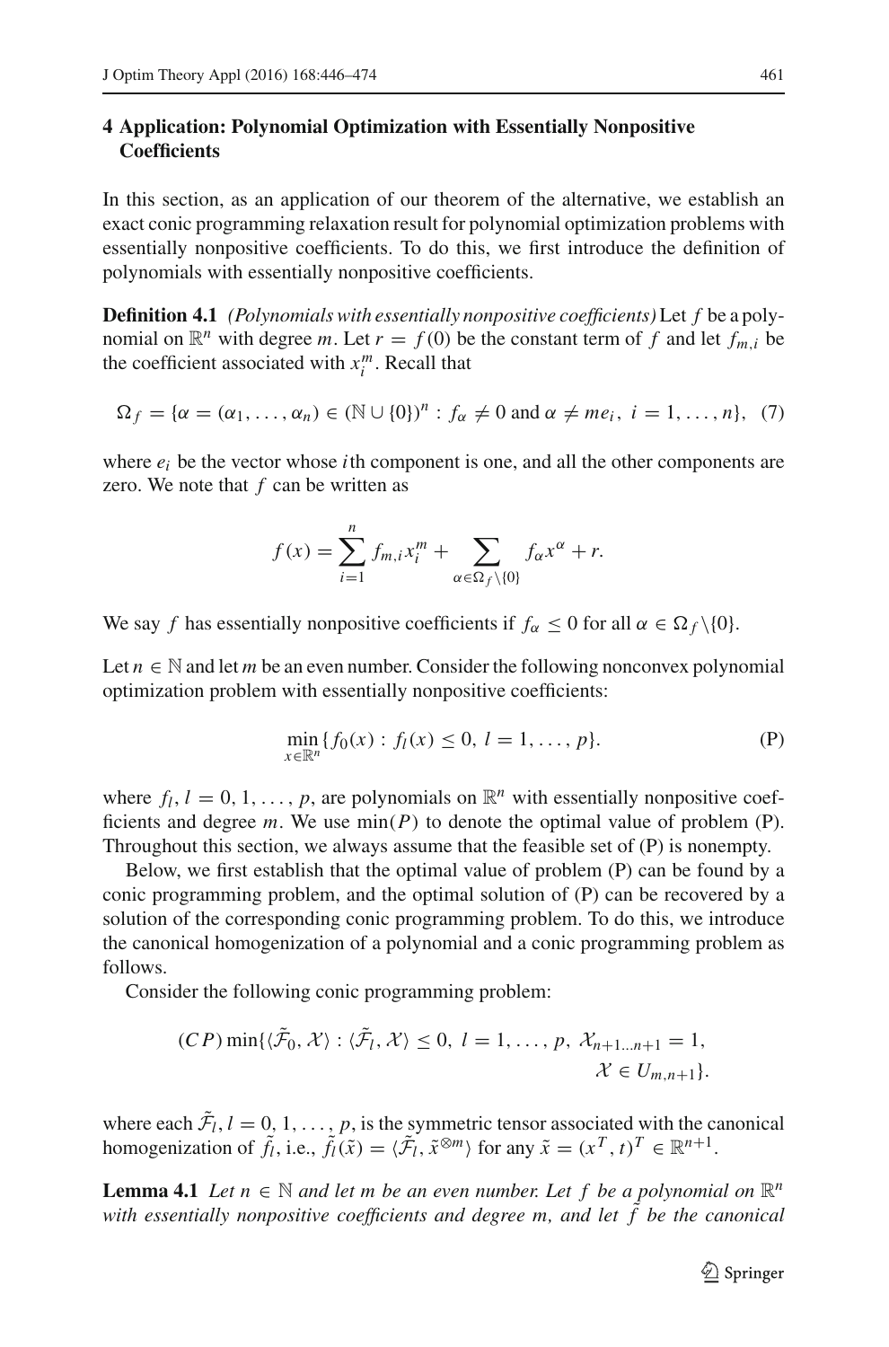## 4 Application: Polynomial Optimization with Essentially Nonpositive Coefficients

In this section, as an application of our theorem of the alternative, we establish an exact conic programming relaxation result for polynomial optimization problems with essentially nonpositive coefficients. To do this, we first introduce the definition of polynomials with essentially nonpositive coefficients.

**Definition 4.1** *(Polynomials with essentially nonpositive coefficients)* Let $f$ be a polynomial on $\mathbb{R}^n$ with degree $m$. Let $r = f(0)$ be the constant term of $f$ and let $f_{m,i}$ be the coefficient associated with $x_i^m$. Recall that

$$\Omega_f = \{\alpha = (\alpha_1, \ldots, \alpha_n) \in (\mathbb{N} \cup \{0\})^n : f_\alpha \neq 0 \text{ and } \alpha \neq me_i,\ i = 1, \ldots, n\}, \quad (7)$$

where $e_i$ be the vector whose $i$th component is one, and all the other components are zero. We note that $f$ can be written as

$$f(x) = \sum_{i=1}^{n} f_{m,i} x_i^m + \sum_{\alpha \in \Omega_f \setminus \{0\}} f_\alpha x^\alpha + r.$$

We say $f$ has essentially nonpositive coefficients if $f_\alpha \leq 0$ for all $\alpha \in \Omega_f \setminus \{0\}$.

Let $n \in \mathbb{N}$ and let $m$ be an even number. Consider the following nonconvex polynomial optimization problem with essentially nonpositive coefficients:

$$\min_{x \in \mathbb{R}^n} \{f_0(x) : f_l(x) \leq 0,\ l = 1, \ldots, p\}. \quad \text{(P)}$$

where $f_l, l = 0, 1, \ldots, p$, are polynomials on $\mathbb{R}^n$ with essentially nonpositive coefficients and degree $m$. We use $\min(P)$ to denote the optimal value of problem (P). Throughout this section, we always assume that the feasible set of (P) is nonempty.

Below, we first establish that the optimal value of problem (P) can be found by a conic programming problem, and the optimal solution of (P) can be recovered by a solution of the corresponding conic programming problem. To do this, we introduce the canonical homogenization of a polynomial and a conic programming problem as follows.

Consider the following conic programming problem:

$$(CP) \min\{\langle \tilde{\mathcal{F}}_0, \mathcal{X} \rangle : \langle \tilde{\mathcal{F}}_l, \mathcal{X} \rangle \leq 0,\ l = 1, \ldots, p,\ \mathcal{X}_{n+1 \ldots n+1} = 1, \\ \mathcal{X} \in U_{m,n+1}\}.$$

where each $\tilde{\mathcal{F}}_l, l = 0, 1, \ldots, p$, is the symmetric tensor associated with the canonical homogenization of $\tilde{f}_l$, i.e., $\tilde{f}_l(\tilde{x}) = \langle \tilde{\mathcal{F}}_l, \tilde{x}^{\otimes m} \rangle$ for any $\tilde{x} = (x^T, t)^T \in \mathbb{R}^{n+1}$.

**Lemma 4.1** *Let $n \in \mathbb{N}$ and let $m$ be an even number. Let $f$ be a polynomial on $\mathbb{R}^n$ with essentially nonpositive coefficients and degree $m$, and let $\tilde{f}$ be the canonical*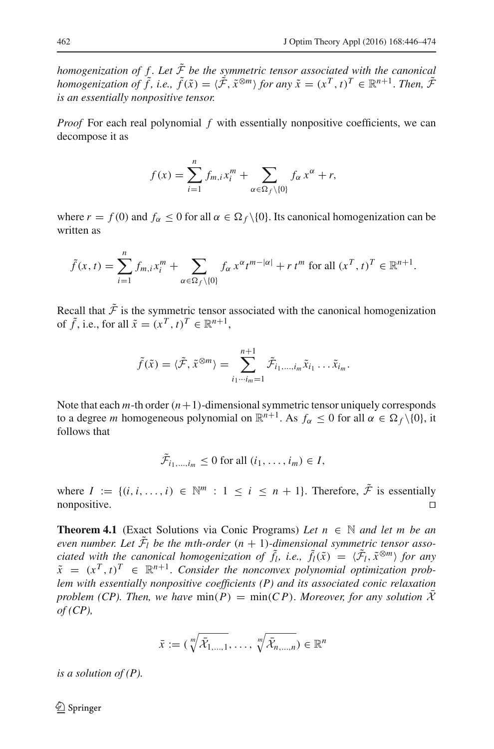*homogenization of $f$. Let $\tilde{\mathcal{F}}$ be the symmetric tensor associated with the canonical homogenization of $\tilde{f}$, i.e., $\tilde{f}(\tilde{x}) = \langle \tilde{\mathcal{F}}, \tilde{x}^{\otimes m} \rangle$ for any $\tilde{x} = (x^T, t)^T \in \mathbb{R}^{n+1}$. Then, $\tilde{\mathcal{F}}$ is an essentially nonpositive tensor.*

*Proof* For each real polynomial $f$ with essentially nonpositive coefficients, we can decompose it as

$$f(x) = \sum_{i=1}^{n} f_{m,i} x_i^m + \sum_{\alpha \in \Omega_f \setminus \{0\}} f_\alpha \, x^\alpha + r,$$

where $r = f(0)$ and $f_\alpha \leq 0$ for all $\alpha \in \Omega_f \setminus \{0\}$. Its canonical homogenization can be written as

$$\tilde{f}(x, t) = \sum_{i=1}^{n} f_{m,i} x_i^m + \sum_{\alpha \in \Omega_f \setminus \{0\}} f_\alpha \, x^\alpha t^{m-|\alpha|} + r \, t^m \text{ for all } (x^T, t)^T \in \mathbb{R}^{n+1}.$$

Recall that $\tilde{\mathcal{F}}$ is the symmetric tensor associated with the canonical homogenization of $\tilde{f}$, i.e., for all $\tilde{x} = (x^T, t)^T \in \mathbb{R}^{n+1}$,

$$\tilde{f}(\tilde{x}) = \langle \tilde{\mathcal{F}}, \tilde{x}^{\otimes m} \rangle = \sum_{i_1 \cdots i_m = 1}^{n+1} \tilde{\mathcal{F}}_{i_1, \ldots, i_m} \tilde{x}_{i_1} \ldots \tilde{x}_{i_m}.$$

Note that each $m$-th order $(n+1)$-dimensional symmetric tensor uniquely corresponds to a degree $m$ homogeneous polynomial on $\mathbb{R}^{n+1}$. As $f_\alpha \leq 0$ for all $\alpha \in \Omega_f \setminus \{0\}$, it follows that

$$\tilde{\mathcal{F}}_{i_1, \ldots, i_m} \leq 0 \text{ for all } (i_1, \ldots, i_m) \in I,$$

where $I := \{(i, i, \ldots, i) \in \mathbb{N}^m : 1 \leq i \leq n+1\}$. Therefore, $\tilde{\mathcal{F}}$ is essentially nonpositive. $\square$

**Theorem 4.1** (Exact Solutions via Conic Programs) *Let $n \in \mathbb{N}$ and let $m$ be an even number. Let $\tilde{\mathcal{F}}_l$ be the $m$th-order $(n+1)$-dimensional symmetric tensor associated with the canonical homogenization of $\tilde{f}_l$, i.e., $\tilde{f}_l(\tilde{x}) = \langle \tilde{\mathcal{F}}_l, \tilde{x}^{\otimes m} \rangle$ for any $\tilde{x} = (x^T, t)^T \in \mathbb{R}^{n+1}$. Consider the nonconvex polynomial optimization problem with essentially nonpositive coefficients (P) and its associated conic relaxation problem (CP). Then, we have $\min(P) = \min(CP)$. Moreover, for any solution $\bar{\mathcal{X}}$ of (CP),*

$$\bar{x} := (\sqrt[m]{\bar{\mathcal{X}}_{1, \ldots, 1}}, \ldots, \sqrt[m]{\bar{\mathcal{X}}_{n, \ldots, n}}) \in \mathbb{R}^n$$

*is a solution of (P).*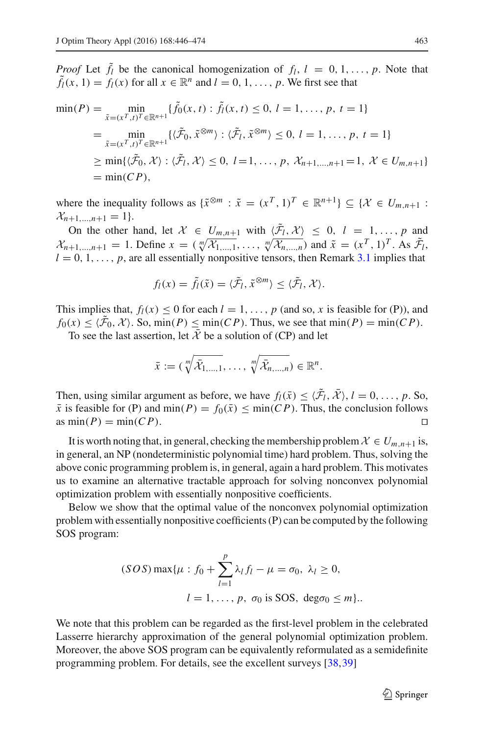*Proof* Let $\tilde{f}_l$ be the canonical homogenization of $f_l$, $l = 0, 1, \ldots, p$. Note that $\tilde{f}_l(x, 1) = f_l(x)$ for all $x \in \mathbb{R}^n$ and $l = 0, 1, \ldots, p$. We first see that

$$
\begin{aligned}
\min(P) &= \min_{\tilde{x}=(x^T,t)^T \in \mathbb{R}^{n+1}} \{\tilde{f}_0(x,t) : \tilde{f}_l(x,t) \le 0,\ l = 1, \ldots, p,\ t = 1\} \\
&= \min_{\tilde{x}=(x^T,t)^T \in \mathbb{R}^{n+1}} \{\langle \tilde{\mathcal{F}}_0, \tilde{x}^{\otimes m} \rangle : \langle \tilde{\mathcal{F}}_l, \tilde{x}^{\otimes m} \rangle \le 0,\ l = 1, \ldots, p,\ t = 1\} \\
&\ge \min\{\langle \tilde{\mathcal{F}}_0, \mathcal{X} \rangle : \langle \tilde{\mathcal{F}}_l, \mathcal{X} \rangle \le 0,\ l=1, \ldots, p,\ \mathcal{X}_{n+1,\ldots,n+1}=1,\ \mathcal{X} \in U_{m,n+1}\} \\
&= \min(CP),
\end{aligned}
$$

where the inequality follows as $\{\tilde{x}^{\otimes m} : \tilde{x} = (x^T, 1)^T \in \mathbb{R}^{n+1}\} \subseteq \{\mathcal{X} \in U_{m,n+1} : \mathcal{X}_{n+1,\ldots,n+1} = 1\}$.

On the other hand, let $\mathcal{X} \in U_{m,n+1}$ with $\langle \tilde{\mathcal{F}}_l, \mathcal{X} \rangle \le 0$, $l = 1, \ldots, p$ and $\mathcal{X}_{n+1,\ldots,n+1} = 1$. Define $x = (\sqrt[m]{\mathcal{X}_{1,\ldots,1}}, \ldots, \sqrt[m]{\mathcal{X}_{n,\ldots,n}})$ and $\tilde{x} = (x^T, 1)^T$. As $\tilde{\mathcal{F}}_l$, $l = 0, 1, \ldots, p$, are all essentially nonpositive tensors, then Remark 3.1 implies that

$$
f_l(x) = \tilde{f}_l(\tilde{x}) = \langle \tilde{\mathcal{F}}_l, \tilde{x}^{\otimes m} \rangle \le \langle \tilde{\mathcal{F}}_l, \mathcal{X} \rangle.
$$

This implies that, $f_l(x) \le 0$ for each $l = 1, \ldots, p$ (and so, $x$ is feasible for (P)), and $f_0(x) \le \langle \tilde{\mathcal{F}}_0, \mathcal{X} \rangle$. So, $\min(P) \le \min(CP)$. Thus, we see that $\min(P) = \min(CP)$.

To see the last assertion, let $\bar{\mathcal{X}}$ be a solution of (CP) and let

$$
\bar{x} := (\sqrt[m]{\bar{\mathcal{X}}_{1,\ldots,1}}, \ldots, \sqrt[m]{\bar{\mathcal{X}}_{n,\ldots,n}}) \in \mathbb{R}^n.
$$

Then, using similar argument as before, we have $f_l(\bar{x}) \le \langle \tilde{\mathcal{F}}_l, \bar{\mathcal{X}} \rangle$, $l = 0, \ldots, p$. So, $\bar{x}$ is feasible for (P) and $\min(P) = f_0(\bar{x}) \le \min(CP)$. Thus, the conclusion follows as $\min(P) = \min(CP)$. □

It is worth noting that, in general, checking the membership problem $\mathcal{X} \in U_{m,n+1}$ is, in general, an NP (nondeterministic polynomial time) hard problem. Thus, solving the above conic programming problem is, in general, again a hard problem. This motivates us to examine an alternative tractable approach for solving nonconvex polynomial optimization problem with essentially nonpositive coefficients.

Below we show that the optimal value of the nonconvex polynomial optimization problem with essentially nonpositive coefficients (P) can be computed by the following SOS program:

$$
\begin{aligned}
(SOS)\ \max\{\mu :\ & f_0 + \sum_{l=1}^{p} \lambda_l f_l - \mu = \sigma_0,\ \lambda_l \ge 0, \\
& l = 1, \ldots, p,\ \sigma_0 \text{ is SOS},\ \deg \sigma_0 \le m\}..
\end{aligned}
$$

We note that this problem can be regarded as the first-level problem in the celebrated Lasserre hierarchy approximation of the general polynomial optimization problem. Moreover, the above SOS program can be equivalently reformulated as a semidefinite programming problem. For details, see the excellent surveys [38,39]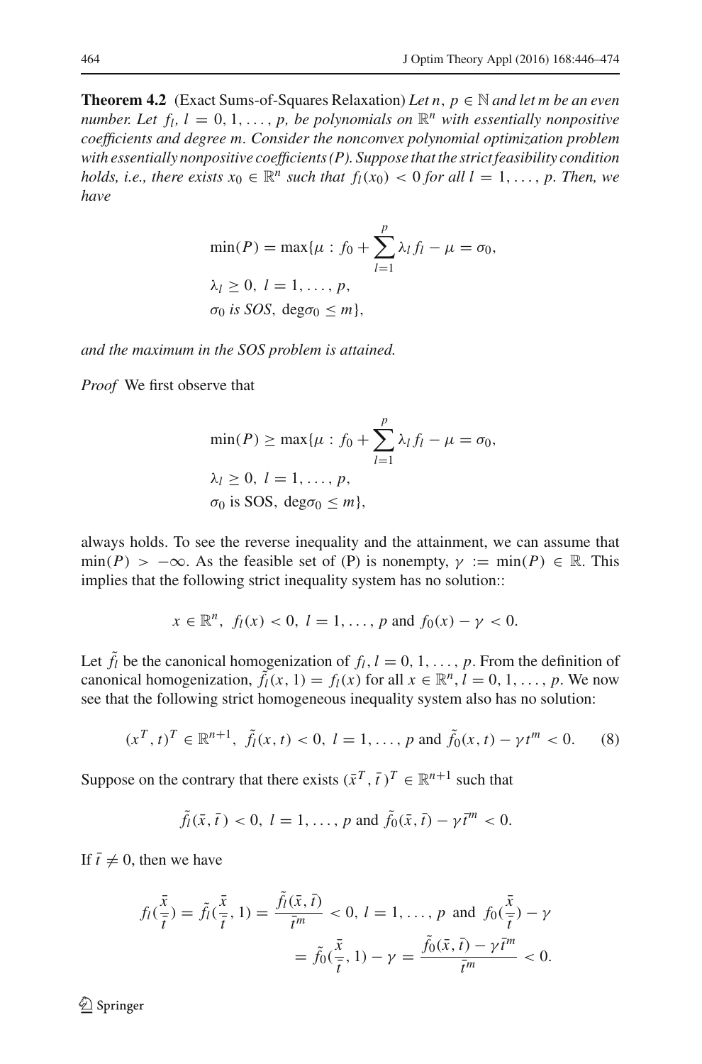**Theorem 4.2** (Exact Sums-of-Squares Relaxation) *Let $n, p \in \mathbb{N}$ and let $m$ be an even number. Let $f_l$, $l = 0, 1, \ldots, p$, be polynomials on $\mathbb{R}^n$ with essentially nonpositive coefficients and degree $m$. Consider the nonconvex polynomial optimization problem with essentially nonpositive coefficients (P). Suppose that the strict feasibility condition holds, i.e., there exists $x_0 \in \mathbb{R}^n$ such that $f_l(x_0) < 0$ for all $l = 1, \ldots, p$. Then, we have*

$$\begin{aligned}
\min(P) = \max\{\mu : \; & f_0 + \sum_{l=1}^{p} \lambda_l f_l - \mu = \sigma_0, \\
& \lambda_l \geq 0, \; l = 1, \ldots, p, \\
& \sigma_0 \text{ is SOS}, \; \deg \sigma_0 \leq m\},
\end{aligned}$$

*and the maximum in the SOS problem is attained.*

*Proof* We first observe that

$$\begin{aligned}
\min(P) \geq \max\{\mu : \; & f_0 + \sum_{l=1}^{p} \lambda_l f_l - \mu = \sigma_0, \\
& \lambda_l \geq 0, \; l = 1, \ldots, p, \\
& \sigma_0 \text{ is SOS}, \; \deg \sigma_0 \leq m\},
\end{aligned}$$

always holds. To see the reverse inequality and the attainment, we can assume that $\min(P) > -\infty$. As the feasible set of (P) is nonempty, $\gamma := \min(P) \in \mathbb{R}$. This implies that the following strict inequality system has no solution::

$$x \in \mathbb{R}^n, \; f_l(x) < 0, \; l = 1, \ldots, p \text{ and } f_0(x) - \gamma < 0.$$

Let $\tilde{f}_l$ be the canonical homogenization of $f_l$, $l = 0, 1, \ldots, p$. From the definition of canonical homogenization, $\tilde{f}_l(x, 1) = f_l(x)$ for all $x \in \mathbb{R}^n$, $l = 0, 1, \ldots, p$. We now see that the following strict homogeneous inequality system also has no solution:

$$(x^T, t)^T \in \mathbb{R}^{n+1}, \; \tilde{f}_l(x, t) < 0, \; l = 1, \ldots, p \text{ and } \tilde{f}_0(x, t) - \gamma t^m < 0. \tag{8}$$

Suppose on the contrary that there exists $(\bar{x}^T, \bar{t})^T \in \mathbb{R}^{n+1}$ such that

$$\tilde{f}_l(\bar{x}, \bar{t}) < 0, \; l = 1, \ldots, p \text{ and } \tilde{f}_0(\bar{x}, \bar{t}) - \gamma \bar{t}^m < 0.$$

If $\bar{t} \neq 0$, then we have

$$\begin{aligned}
f_l\left(\frac{\bar{x}}{\bar{t}}\right) = \tilde{f}_l\left(\frac{\bar{x}}{\bar{t}}, 1\right) = \frac{\tilde{f}_l(\bar{x}, \bar{t})}{\bar{t}^m} < 0, \; l = 1, \ldots, p \; \text{ and } \; & f_0\left(\frac{\bar{x}}{\bar{t}}\right) - \gamma \\
= \tilde{f}_0\left(\frac{\bar{x}}{\bar{t}}, 1\right) - \gamma = \frac{\tilde{f}_0(\bar{x}, \bar{t}) - \gamma \bar{t}^m}{\bar{t}^m} & < 0.
\end{aligned}$$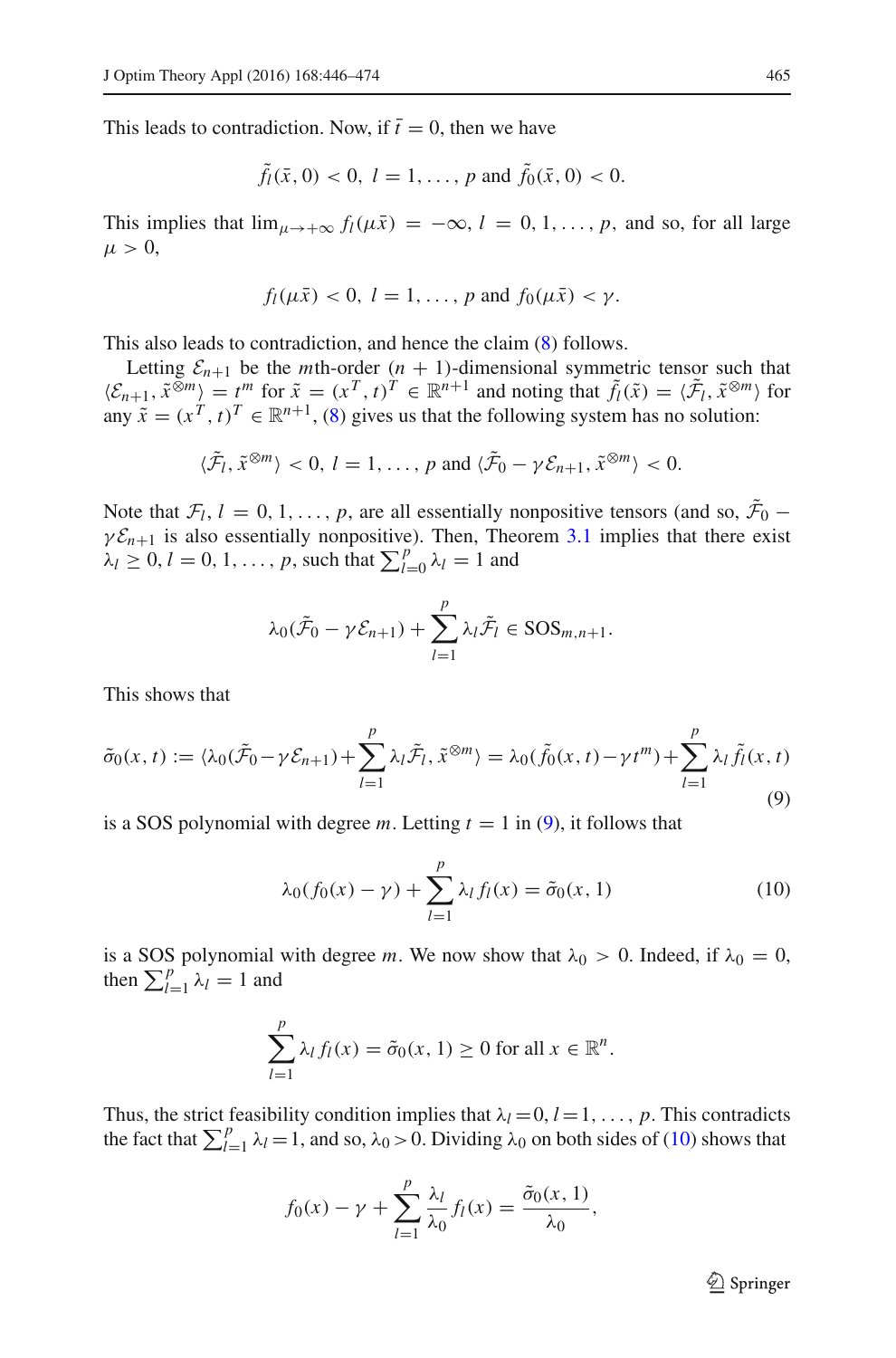This leads to contradiction. Now, if $\bar{t} = 0$, then we have

$$\tilde{f}_l(\bar{x}, 0) < 0, \ l = 1, \ldots, p \text{ and } \tilde{f}_0(\bar{x}, 0) < 0.$$

This implies that $\lim_{\mu \to +\infty} f_l(\mu \bar{x}) = -\infty$, $l = 0, 1, \ldots, p$, and so, for all large $\mu > 0$,

$$f_l(\mu \bar{x}) < 0, \ l = 1, \ldots, p \text{ and } f_0(\mu \bar{x}) < \gamma.$$

This also leads to contradiction, and hence the claim (8) follows.

Letting $\mathcal{E}_{n+1}$ be the $m$th-order $(n+1)$-dimensional symmetric tensor such that $\langle \mathcal{E}_{n+1}, \tilde{x}^{\otimes m} \rangle = t^m$ for $\tilde{x} = (x^T, t)^T \in \mathbb{R}^{n+1}$ and noting that $\tilde{f}_l(\tilde{x}) = \langle \tilde{\mathcal{F}}_l, \tilde{x}^{\otimes m} \rangle$ for any $\tilde{x} = (x^T, t)^T \in \mathbb{R}^{n+1}$, (8) gives us that the following system has no solution:

$$\langle \tilde{\mathcal{F}}_l, \tilde{x}^{\otimes m} \rangle < 0, \ l = 1, \ldots, p \text{ and } \langle \tilde{\mathcal{F}}_0 - \gamma \mathcal{E}_{n+1}, \tilde{x}^{\otimes m} \rangle < 0.$$

Note that $\mathcal{F}_l$, $l = 0, 1, \ldots, p$, are all essentially nonpositive tensors (and so, $\tilde{\mathcal{F}}_0 - \gamma \mathcal{E}_{n+1}$ is also essentially nonpositive). Then, Theorem 3.1 implies that there exist $\lambda_l \geq 0$, $l = 0, 1, \ldots, p$, such that $\sum_{l=0}^{p} \lambda_l = 1$ and

$$\lambda_0(\tilde{\mathcal{F}}_0 - \gamma \mathcal{E}_{n+1}) + \sum_{l=1}^{p} \lambda_l \tilde{\mathcal{F}}_l \in \mathrm{SOS}_{m,n+1}.$$

This shows that

$$\tilde{\sigma}_0(x, t) := \langle \lambda_0(\tilde{\mathcal{F}}_0 - \gamma \mathcal{E}_{n+1}) + \sum_{l=1}^{p} \lambda_l \tilde{\mathcal{F}}_l, \tilde{x}^{\otimes m} \rangle = \lambda_0(\tilde{f}_0(x, t) - \gamma t^m) + \sum_{l=1}^{p} \lambda_l \tilde{f}_l(x, t) \tag{9}$$

is a SOS polynomial with degree $m$. Letting $t = 1$ in (9), it follows that

$$\lambda_0(f_0(x) - \gamma) + \sum_{l=1}^{p} \lambda_l f_l(x) = \tilde{\sigma}_0(x, 1) \tag{10}$$

is a SOS polynomial with degree $m$. We now show that $\lambda_0 > 0$. Indeed, if $\lambda_0 = 0$, then $\sum_{l=1}^{p} \lambda_l = 1$ and

$$\sum_{l=1}^{p} \lambda_l f_l(x) = \tilde{\sigma}_0(x, 1) \geq 0 \text{ for all } x \in \mathbb{R}^n.$$

Thus, the strict feasibility condition implies that $\lambda_l = 0$, $l = 1, \ldots, p$. This contradicts the fact that $\sum_{l=1}^{p} \lambda_l = 1$, and so, $\lambda_0 > 0$. Dividing $\lambda_0$ on both sides of (10) shows that

$$f_0(x) - \gamma + \sum_{l=1}^{p} \frac{\lambda_l}{\lambda_0} f_l(x) = \frac{\tilde{\sigma}_0(x, 1)}{\lambda_0},$$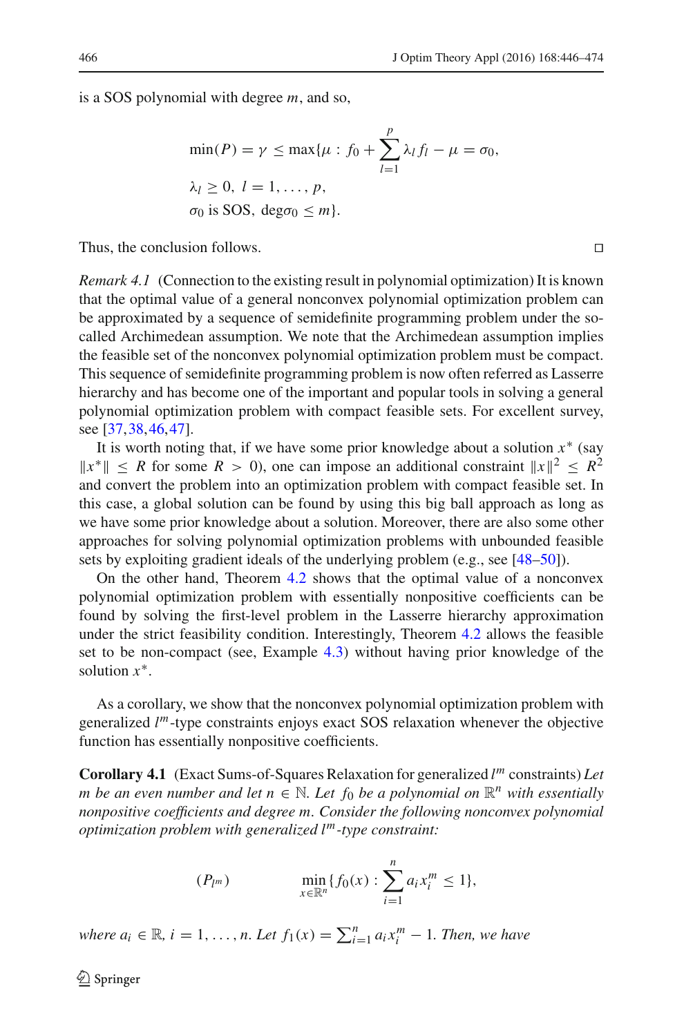is a SOS polynomial with degree $m$, and so,

$$\min(P) = \gamma \leq \max\{\mu : f_0 + \sum_{l=1}^{p} \lambda_l f_l - \mu = \sigma_0,$$
$$\lambda_l \geq 0,\ l = 1, \ldots, p,$$
$$\sigma_0 \text{ is SOS},\ \deg\sigma_0 \leq m\}.$$

Thus, the conclusion follows. □

*Remark 4.1* (Connection to the existing result in polynomial optimization) It is known that the optimal value of a general nonconvex polynomial optimization problem can be approximated by a sequence of semidefinite programming problem under the so-called Archimedean assumption. We note that the Archimedean assumption implies the feasible set of the nonconvex polynomial optimization problem must be compact. This sequence of semidefinite programming problem is now often referred as Lasserre hierarchy and has become one of the important and popular tools in solving a general polynomial optimization problem with compact feasible sets. For excellent survey, see [37,38,46,47].

It is worth noting that, if we have some prior knowledge about a solution $x^*$ (say $\|x^*\| \leq R$ for some $R > 0$), one can impose an additional constraint $\|x\|^2 \leq R^2$ and convert the problem into an optimization problem with compact feasible set. In this case, a global solution can be found by using this big ball approach as long as we have some prior knowledge about a solution. Moreover, there are also some other approaches for solving polynomial optimization problems with unbounded feasible sets by exploiting gradient ideals of the underlying problem (e.g., see [48–50]).

On the other hand, Theorem 4.2 shows that the optimal value of a nonconvex polynomial optimization problem with essentially nonpositive coefficients can be found by solving the first-level problem in the Lasserre hierarchy approximation under the strict feasibility condition. Interestingly, Theorem 4.2 allows the feasible set to be non-compact (see, Example 4.3) without having prior knowledge of the solution $x^*$.

As a corollary, we show that the nonconvex polynomial optimization problem with generalized $l^m$-type constraints enjoys exact SOS relaxation whenever the objective function has essentially nonpositive coefficients.

**Corollary 4.1** (Exact Sums-of-Squares Relaxation for generalized $l^m$ constraints) *Let $m$ be an even number and let $n \in \mathbb{N}$. Let $f_0$ be a polynomial on $\mathbb{R}^n$ with essentially nonpositive coefficients and degree $m$. Consider the following nonconvex polynomial optimization problem with generalized $l^m$-type constraint:*

$$(P_{l^m}) \qquad \min_{x \in \mathbb{R}^n} \{f_0(x) : \sum_{i=1}^{n} a_i x_i^m \leq 1\},$$

*where $a_i \in \mathbb{R}$, $i = 1, \ldots, n$. Let $f_1(x) = \sum_{i=1}^{n} a_i x_i^m - 1$. Then, we have*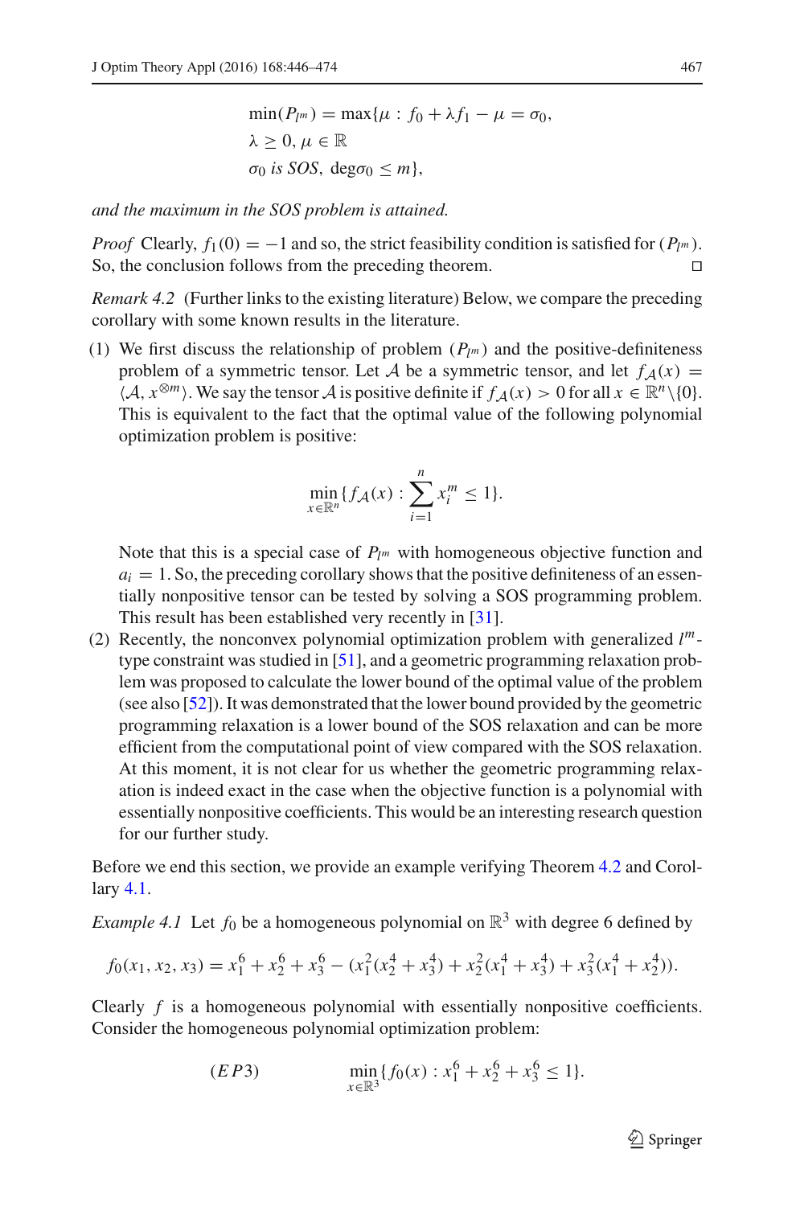$$
\begin{aligned}
\min(P_{l^m}) = \max\{\mu :\ & f_0 + \lambda f_1 - \mu = \sigma_0, \\
& \lambda \geq 0, \mu \in \mathbb{R} \\
& \sigma_0 \textit{ is SOS}, \ \deg\sigma_0 \leq m\},
\end{aligned}
$$

*and the maximum in the SOS problem is attained.*

*Proof* Clearly, $f_1(0) = -1$ and so, the strict feasibility condition is satisfied for $(P_{l^m})$. So, the conclusion follows from the preceding theorem. □

*Remark 4.2* (Further links to the existing literature) Below, we compare the preceding corollary with some known results in the literature.

(1) We first discuss the relationship of problem $(P_{l^m})$ and the positive-definiteness problem of a symmetric tensor. Let $\mathcal{A}$ be a symmetric tensor, and let $f_{\mathcal{A}}(x) = \langle \mathcal{A}, x^{\otimes m} \rangle$. We say the tensor $\mathcal{A}$ is positive definite if $f_{\mathcal{A}}(x) > 0$ for all $x \in \mathbb{R}^n \backslash \{0\}$. This is equivalent to the fact that the optimal value of the following polynomial optimization problem is positive:

$$
\min_{x \in \mathbb{R}^n} \{ f_{\mathcal{A}}(x) : \sum_{i=1}^{n} x_i^m \leq 1 \}.
$$

Note that this is a special case of $P_{l^m}$ with homogeneous objective function and $a_i = 1$. So, the preceding corollary shows that the positive definiteness of an essentially nonpositive tensor can be tested by solving a SOS programming problem. This result has been established very recently in [31].

(2) Recently, the nonconvex polynomial optimization problem with generalized $l^m$-type constraint was studied in [51], and a geometric programming relaxation problem was proposed to calculate the lower bound of the optimal value of the problem (see also [52]). It was demonstrated that the lower bound provided by the geometric programming relaxation is a lower bound of the SOS relaxation and can be more efficient from the computational point of view compared with the SOS relaxation. At this moment, it is not clear for us whether the geometric programming relaxation is indeed exact in the case when the objective function is a polynomial with essentially nonpositive coefficients. This would be an interesting research question for our further study.

Before we end this section, we provide an example verifying Theorem 4.2 and Corollary 4.1.

*Example 4.1* Let $f_0$ be a homogeneous polynomial on $\mathbb{R}^3$ with degree 6 defined by

$$
f_0(x_1, x_2, x_3) = x_1^6 + x_2^6 + x_3^6 - (x_1^2(x_2^4 + x_3^4) + x_2^2(x_1^4 + x_3^4) + x_3^2(x_1^4 + x_2^4)).
$$

Clearly $f$ is a homogeneous polynomial with essentially nonpositive coefficients. Consider the homogeneous polynomial optimization problem:

$$
(EP3) \qquad \min_{x \in \mathbb{R}^3} \{ f_0(x) : x_1^6 + x_2^6 + x_3^6 \leq 1 \}.
$$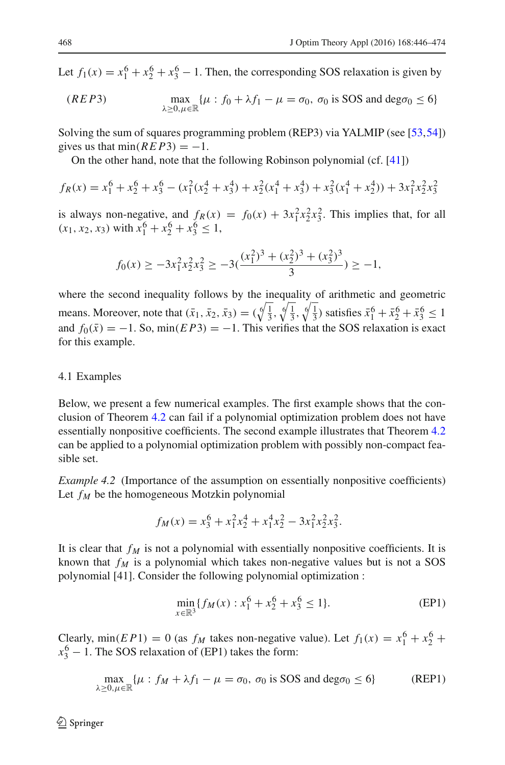Let $f_1(x) = x_1^6 + x_2^6 + x_3^6 - 1$. Then, the corresponding SOS relaxation is given by

$$(REP3) \qquad \max_{\lambda \geq 0, \mu \in \mathbb{R}} \{\mu : f_0 + \lambda f_1 - \mu = \sigma_0, \ \sigma_0 \text{ is SOS and } \deg \sigma_0 \leq 6\}$$

Solving the sum of squares programming problem (REP3) via YALMIP (see [53,54]) gives us that $\min(REP3) = -1$.

On the other hand, note that the following Robinson polynomial (cf. [41])

$$f_R(x) = x_1^6 + x_2^6 + x_3^6 - (x_1^2(x_2^4 + x_3^4) + x_2^2(x_1^4 + x_3^4) + x_3^2(x_1^4 + x_2^4)) + 3x_1^2x_2^2x_3^2$$

is always non-negative, and $f_R(x) = f_0(x) + 3x_1^2x_2^2x_3^2$. This implies that, for all $(x_1, x_2, x_3)$ with $x_1^6 + x_2^6 + x_3^6 \leq 1$,

$$f_0(x) \geq -3x_1^2x_2^2x_3^2 \geq -3(\frac{(x_1^2)^3 + (x_2^2)^3 + (x_3^2)^3}{3}) \geq -1,$$

where the second inequality follows by the inequality of arithmetic and geometric means. Moreover, note that $(\bar{x}_1, \bar{x}_2, \bar{x}_3) = (\sqrt[6]{\frac{1}{3}}, \sqrt[6]{\frac{1}{3}}, \sqrt[6]{\frac{1}{3}})$ satisfies $\bar{x}_1^6 + \bar{x}_2^6 + \bar{x}_3^6 \leq 1$ and $f_0(\bar{x}) = -1$. So, $\min(EP3) = -1$. This verifies that the SOS relaxation is exact for this example.

## 4.1 Examples

Below, we present a few numerical examples. The first example shows that the conclusion of Theorem 4.2 can fail if a polynomial optimization problem does not have essentially nonpositive coefficients. The second example illustrates that Theorem 4.2 can be applied to a polynomial optimization problem with possibly non-compact feasible set.

*Example 4.2* (Importance of the assumption on essentially nonpositive coefficients) Let $f_M$ be the homogeneous Motzkin polynomial

$$f_M(x) = x_3^6 + x_1^2x_2^4 + x_1^4x_2^2 - 3x_1^2x_2^2x_3^2.$$

It is clear that $f_M$ is not a polynomial with essentially nonpositive coefficients. It is known that $f_M$ is a polynomial which takes non-negative values but is not a SOS polynomial [41]. Consider the following polynomial optimization :

$$\min_{x \in \mathbb{R}^3} \{f_M(x) : x_1^6 + x_2^6 + x_3^6 \leq 1\}. \tag{EP1}$$

Clearly, $\min(EP1) = 0$ (as $f_M$ takes non-negative value). Let $f_1(x) = x_1^6 + x_2^6 + x_3^6 - 1$. The SOS relaxation of (EP1) takes the form:

$$\max_{\lambda \geq 0, \mu \in \mathbb{R}} \{\mu : f_M + \lambda f_1 - \mu = \sigma_0, \ \sigma_0 \text{ is SOS and } \deg \sigma_0 \leq 6\} \tag{REP1}$$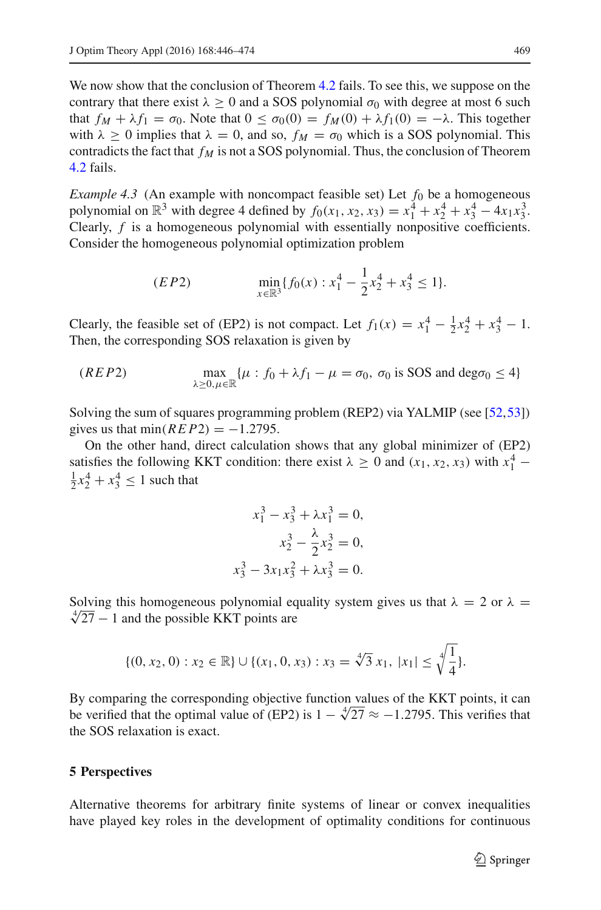We now show that the conclusion of Theorem 4.2 fails. To see this, we suppose on the contrary that there exist $\lambda \geq 0$ and a SOS polynomial $\sigma_0$ with degree at most 6 such that $f_M + \lambda f_1 = \sigma_0$. Note that $0 \leq \sigma_0(0) = f_M(0) + \lambda f_1(0) = -\lambda$. This together with $\lambda \geq 0$ implies that $\lambda = 0$, and so, $f_M = \sigma_0$ which is a SOS polynomial. This contradicts the fact that $f_M$ is not a SOS polynomial. Thus, the conclusion of Theorem 4.2 fails.

*Example 4.3* (An example with noncompact feasible set) Let $f_0$ be a homogeneous polynomial on $\mathbb{R}^3$ with degree 4 defined by $f_0(x_1, x_2, x_3) = x_1^4 + x_2^4 + x_3^4 - 4x_1x_3^3$. Clearly, $f$ is a homogeneous polynomial with essentially nonpositive coefficients. Consider the homogeneous polynomial optimization problem

$$(EP2) \qquad \min_{x \in \mathbb{R}^3} \{ f_0(x) : x_1^4 - \frac{1}{2}x_2^4 + x_3^4 \leq 1 \}.$$

Clearly, the feasible set of (EP2) is not compact. Let $f_1(x) = x_1^4 - \frac{1}{2}x_2^4 + x_3^4 - 1$. Then, the corresponding SOS relaxation is given by

$$(REP2) \qquad \max_{\lambda \geq 0, \mu \in \mathbb{R}} \{ \mu : f_0 + \lambda f_1 - \mu = \sigma_0, \ \sigma_0 \text{ is SOS and } \deg \sigma_0 \leq 4 \}$$

Solving the sum of squares programming problem (REP2) via YALMIP (see [52,53]) gives us that $\min(REP2) = -1.2795$.

On the other hand, direct calculation shows that any global minimizer of (EP2) satisfies the following KKT condition: there exist $\lambda \geq 0$ and $(x_1, x_2, x_3)$ with $x_1^4 - \frac{1}{2}x_2^4 + x_3^4 \leq 1$ such that

$$\begin{aligned}
x_1^3 - x_3^3 + \lambda x_1^3 &= 0, \\
x_2^3 - \frac{\lambda}{2}x_2^3 &= 0, \\
x_3^3 - 3x_1x_3^2 + \lambda x_3^3 &= 0.
\end{aligned}$$

Solving this homogeneous polynomial equality system gives us that $\lambda = 2$ or $\lambda = \sqrt[4]{27} - 1$ and the possible KKT points are

$$\{(0, x_2, 0) : x_2 \in \mathbb{R}\} \cup \{(x_1, 0, x_3) : x_3 = \sqrt[4]{3}\, x_1, \ |x_1| \leq \sqrt[4]{\frac{1}{4}}\}.$$

By comparing the corresponding objective function values of the KKT points, it can be verified that the optimal value of (EP2) is $1 - \sqrt[4]{27} \approx -1.2795$. This verifies that the SOS relaxation is exact.

## 5 Perspectives

Alternative theorems for arbitrary finite systems of linear or convex inequalities have played key roles in the development of optimality conditions for continuous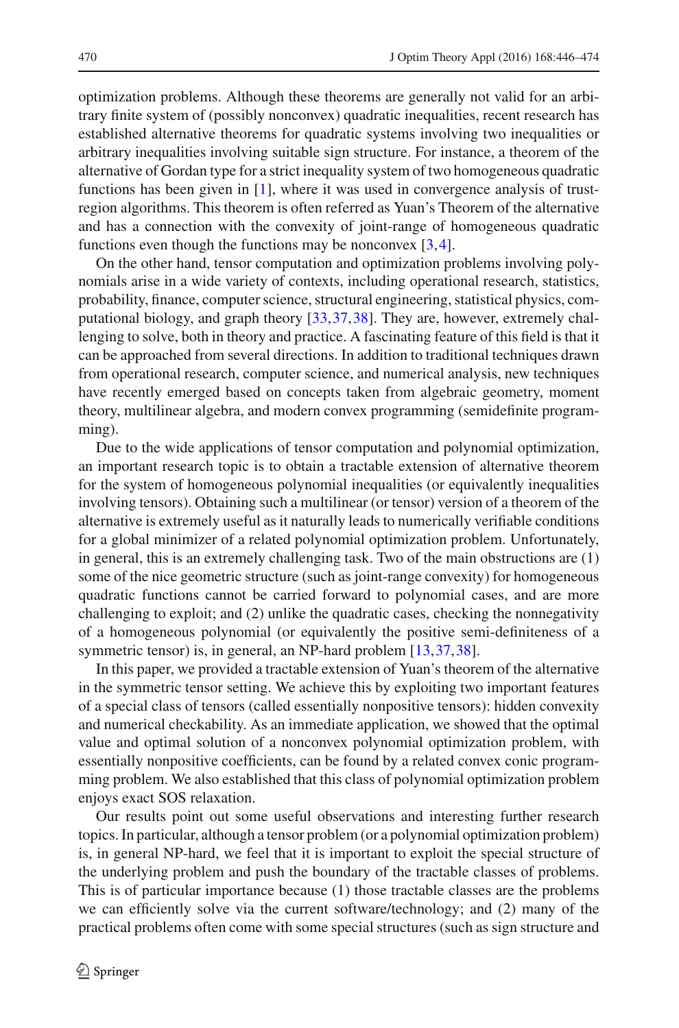optimization problems. Although these theorems are generally not valid for an arbitrary finite system of (possibly nonconvex) quadratic inequalities, recent research has established alternative theorems for quadratic systems involving two inequalities or arbitrary inequalities involving suitable sign structure. For instance, a theorem of the alternative of Gordan type for a strict inequality system of two homogeneous quadratic functions has been given in [1], where it was used in convergence analysis of trust-region algorithms. This theorem is often referred as Yuan's Theorem of the alternative and has a connection with the convexity of joint-range of homogeneous quadratic functions even though the functions may be nonconvex [3,4].

On the other hand, tensor computation and optimization problems involving polynomials arise in a wide variety of contexts, including operational research, statistics, probability, finance, computer science, structural engineering, statistical physics, computational biology, and graph theory [33,37,38]. They are, however, extremely challenging to solve, both in theory and practice. A fascinating feature of this field is that it can be approached from several directions. In addition to traditional techniques drawn from operational research, computer science, and numerical analysis, new techniques have recently emerged based on concepts taken from algebraic geometry, moment theory, multilinear algebra, and modern convex programming (semidefinite programming).

Due to the wide applications of tensor computation and polynomial optimization, an important research topic is to obtain a tractable extension of alternative theorem for the system of homogeneous polynomial inequalities (or equivalently inequalities involving tensors). Obtaining such a multilinear (or tensor) version of a theorem of the alternative is extremely useful as it naturally leads to numerically verifiable conditions for a global minimizer of a related polynomial optimization problem. Unfortunately, in general, this is an extremely challenging task. Two of the main obstructions are (1) some of the nice geometric structure (such as joint-range convexity) for homogeneous quadratic functions cannot be carried forward to polynomial cases, and are more challenging to exploit; and (2) unlike the quadratic cases, checking the nonnegativity of a homogeneous polynomial (or equivalently the positive semi-definiteness of a symmetric tensor) is, in general, an NP-hard problem [13,37,38].

In this paper, we provided a tractable extension of Yuan's theorem of the alternative in the symmetric tensor setting. We achieve this by exploiting two important features of a special class of tensors (called essentially nonpositive tensors): hidden convexity and numerical checkability. As an immediate application, we showed that the optimal value and optimal solution of a nonconvex polynomial optimization problem, with essentially nonpositive coefficients, can be found by a related convex conic programming problem. We also established that this class of polynomial optimization problem enjoys exact SOS relaxation.

Our results point out some useful observations and interesting further research topics. In particular, although a tensor problem (or a polynomial optimization problem) is, in general NP-hard, we feel that it is important to exploit the special structure of the underlying problem and push the boundary of the tractable classes of problems. This is of particular importance because (1) those tractable classes are the problems we can efficiently solve via the current software/technology; and (2) many of the practical problems often come with some special structures (such as sign structure and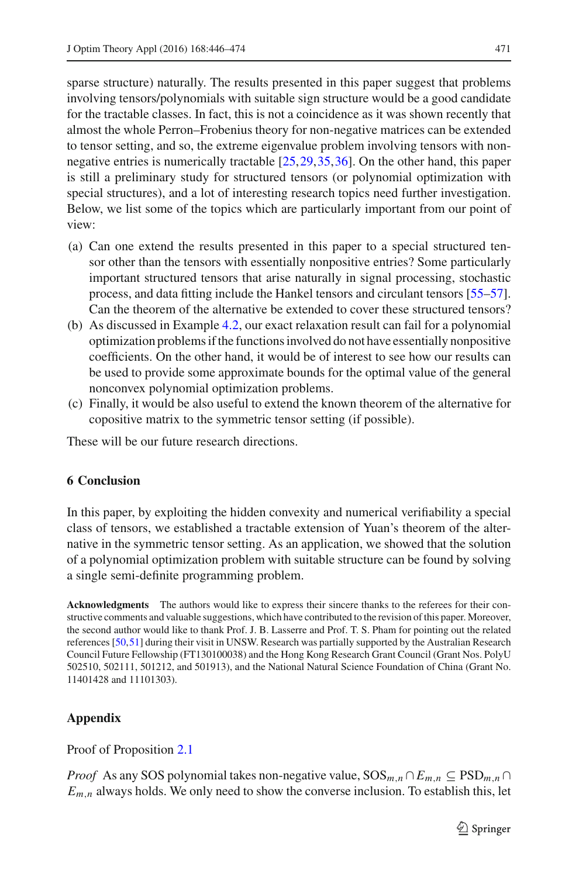sparse structure) naturally. The results presented in this paper suggest that problems involving tensors/polynomials with suitable sign structure would be a good candidate for the tractable classes. In fact, this is not a coincidence as it was shown recently that almost the whole Perron–Frobenius theory for non-negative matrices can be extended to tensor setting, and so, the extreme eigenvalue problem involving tensors with non-negative entries is numerically tractable [25,29,35,36]. On the other hand, this paper is still a preliminary study for structured tensors (or polynomial optimization with special structures), and a lot of interesting research topics need further investigation. Below, we list some of the topics which are particularly important from our point of view:

(a) Can one extend the results presented in this paper to a special structured tensor other than the tensors with essentially nonpositive entries? Some particularly important structured tensors that arise naturally in signal processing, stochastic process, and data fitting include the Hankel tensors and circulant tensors [55–57]. Can the theorem of the alternative be extended to cover these structured tensors?

(b) As discussed in Example 4.2, our exact relaxation result can fail for a polynomial optimization problems if the functions involved do not have essentially nonpositive coefficients. On the other hand, it would be of interest to see how our results can be used to provide some approximate bounds for the optimal value of the general nonconvex polynomial optimization problems.

(c) Finally, it would be also useful to extend the known theorem of the alternative for copositive matrix to the symmetric tensor setting (if possible).

These will be our future research directions.

## 6 Conclusion

In this paper, by exploiting the hidden convexity and numerical verifiability a special class of tensors, we established a tractable extension of Yuan's theorem of the alternative in the symmetric tensor setting. As an application, we showed that the solution of a polynomial optimization problem with suitable structure can be found by solving a single semi-definite programming problem.

**Acknowledgments** The authors would like to express their sincere thanks to the referees for their constructive comments and valuable suggestions, which have contributed to the revision of this paper. Moreover, the second author would like to thank Prof. J. B. Lasserre and Prof. T. S. Pham for pointing out the related references [50,51] during their visit in UNSW. Research was partially supported by the Australian Research Council Future Fellowship (FT130100038) and the Hong Kong Research Grant Council (Grant Nos. PolyU 502510, 502111, 501212, and 501913), and the National Natural Science Foundation of China (Grant No. 11401428 and 11101303).

## Appendix

Proof of Proposition 2.1

*Proof* As any SOS polynomial takes non-negative value, $\mathrm{SOS}_{m,n} \cap E_{m,n} \subseteq \mathrm{PSD}_{m,n} \cap E_{m,n}$ always holds. We only need to show the converse inclusion. To establish this, let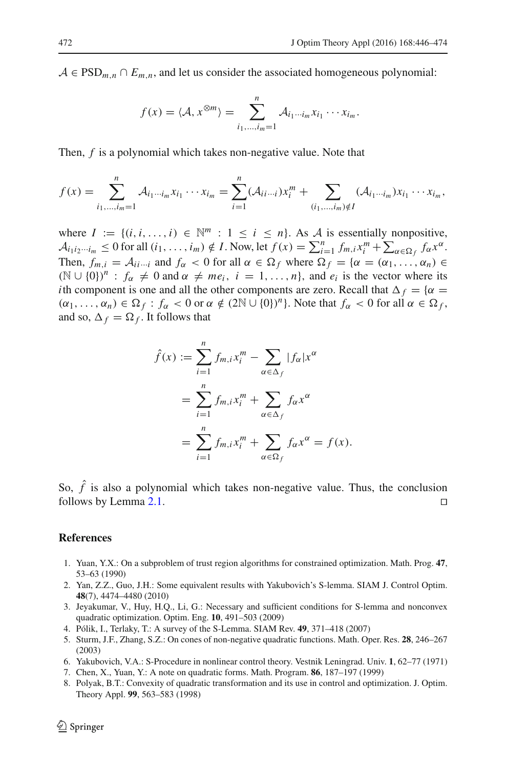$\mathcal{A} \in \mathrm{PSD}_{m,n} \cap E_{m,n}$, and let us consider the associated homogeneous polynomial:

$$f(x) = \langle \mathcal{A}, x^{\otimes m} \rangle = \sum_{i_1,\ldots,i_m=1}^{n} \mathcal{A}_{i_1\cdots i_m} x_{i_1} \cdots x_{i_m}.$$

Then, $f$ is a polynomial which takes non-negative value. Note that

$$f(x) = \sum_{i_1,\ldots,i_m=1}^{n} \mathcal{A}_{i_1\cdots i_m} x_{i_1} \cdots x_{i_m} = \sum_{i=1}^{n} (\mathcal{A}_{ii\cdots i}) x_i^m + \sum_{(i_1,\ldots,i_m)\notin I} (\mathcal{A}_{i_1\cdots i_m}) x_{i_1} \cdots x_{i_m},$$

where $I := \{(i, i, \ldots, i) \in \mathbb{N}^m : 1 \leq i \leq n\}$. As $\mathcal{A}$ is essentially nonpositive, $\mathcal{A}_{i_1 i_2 \cdots i_m} \leq 0$ for all $(i_1, \ldots, i_m) \notin I$. Now, let $f(x) = \sum_{i=1}^{n} f_{m,i} x_i^m + \sum_{\alpha \in \Omega_f} f_\alpha x^\alpha$. Then, $f_{m,i} = \mathcal{A}_{ii\cdots i}$ and $f_\alpha < 0$ for all $\alpha \in \Omega_f$ where $\Omega_f = \{\alpha = (\alpha_1, \ldots, \alpha_n) \in (\mathbb{N} \cup \{0\})^n : f_\alpha \neq 0 \text{ and } \alpha \neq m e_i,\ i = 1, \ldots, n\}$, and $e_i$ is the vector where its $i$th component is one and all the other components are zero. Recall that $\Delta_f = \{\alpha = (\alpha_1, \ldots, \alpha_n) \in \Omega_f : f_\alpha < 0 \text{ or } \alpha \notin (2\mathbb{N} \cup \{0\})^n\}$. Note that $f_\alpha < 0$ for all $\alpha \in \Omega_f$, and so, $\Delta_f = \Omega_f$. It follows that

$$\begin{aligned}
\hat{f}(x) &:= \sum_{i=1}^{n} f_{m,i} x_i^m - \sum_{\alpha \in \Delta_f} |f_\alpha| x^\alpha \\
&= \sum_{i=1}^{n} f_{m,i} x_i^m + \sum_{\alpha \in \Delta_f} f_\alpha x^\alpha \\
&= \sum_{i=1}^{n} f_{m,i} x_i^m + \sum_{\alpha \in \Omega_f} f_\alpha x^\alpha = f(x).
\end{aligned}$$

So, $\hat{f}$ is also a polynomial which takes non-negative value. Thus, the conclusion follows by Lemma 2.1. □

## References

1. Yuan, Y.X.: On a subproblem of trust region algorithms for constrained optimization. Math. Prog. **47**, 53–63 (1990)
2. Yan, Z.Z., Guo, J.H.: Some equivalent results with Yakubovich's S-lemma. SIAM J. Control Optim. **48**(7), 4474–4480 (2010)
3. Jeyakumar, V., Huy, H.Q., Li, G.: Necessary and sufficient conditions for S-lemma and nonconvex quadratic optimization. Optim. Eng. **10**, 491–503 (2009)
4. Pólik, I., Terlaky, T.: A survey of the S-Lemma. SIAM Rev. **49**, 371–418 (2007)
5. Sturm, J.F., Zhang, S.Z.: On cones of non-negative quadratic functions. Math. Oper. Res. **28**, 246–267 (2003)
6. Yakubovich, V.A.: S-Procedure in nonlinear control theory. Vestnik Leningrad. Univ. **1**, 62–77 (1971)
7. Chen, X., Yuan, Y.: A note on quadratic forms. Math. Program. **86**, 187–197 (1999)
8. Polyak, B.T.: Convexity of quadratic transformation and its use in control and optimization. J. Optim. Theory Appl. **99**, 563–583 (1998)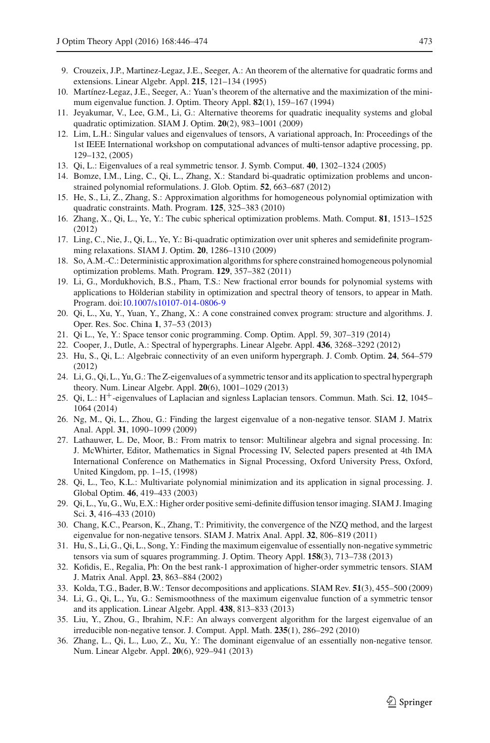9. Crouzeix, J.P., Martinez-Legaz, J.E., Seeger, A.: An theorem of the alternative for quadratic forms and extensions. Linear Algebr. Appl. **215**, 121–134 (1995)
10. Martínez-Legaz, J.E., Seeger, A.: Yuan's theorem of the alternative and the maximization of the minimum eigenvalue function. J. Optim. Theory Appl. **82**(1), 159–167 (1994)
11. Jeyakumar, V., Lee, G.M., Li, G.: Alternative theorems for quadratic inequality systems and global quadratic optimization. SIAM J. Optim. **20**(2), 983–1001 (2009)
12. Lim, L.H.: Singular values and eigenvalues of tensors, A variational approach, In: Proceedings of the 1st IEEE International workshop on computational advances of multi-tensor adaptive processing, pp. 129–132, (2005)
13. Qi, L.: Eigenvalues of a real symmetric tensor. J. Symb. Comput. **40**, 1302–1324 (2005)
14. Bomze, I.M., Ling, C., Qi, L., Zhang, X.: Standard bi-quadratic optimization problems and unconstrained polynomial reformulations. J. Glob. Optim. **52**, 663–687 (2012)
15. He, S., Li, Z., Zhang, S.: Approximation algorithms for homogeneous polynomial optimization with quadratic constraints. Math. Program. **125**, 325–383 (2010)
16. Zhang, X., Qi, L., Ye, Y.: The cubic spherical optimization problems. Math. Comput. **81**, 1513–1525 (2012)
17. Ling, C., Nie, J., Qi, L., Ye, Y.: Bi-quadratic optimization over unit spheres and semidefinite programming relaxations. SIAM J. Optim. **20**, 1286–1310 (2009)
18. So, A.M.-C.: Deterministic approximation algorithms for sphere constrained homogeneous polynomial optimization problems. Math. Program. **129**, 357–382 (2011)
19. Li, G., Mordukhovich, B.S., Pham, T.S.: New fractional error bounds for polynomial systems with applications to Hölderian stability in optimization and spectral theory of tensors, to appear in Math. Program. doi:10.1007/s10107-014-0806-9
20. Qi, L., Xu, Y., Yuan, Y., Zhang, X.: A cone constrained convex program: structure and algorithms. J. Oper. Res. Soc. China **1**, 37–53 (2013)
21. Qi L., Ye, Y.: Space tensor conic programming. Comp. Optim. Appl. 59, 307–319 (2014)
22. Cooper, J., Dutle, A.: Spectral of hypergraphs. Linear Algebr. Appl. **436**, 3268–3292 (2012)
23. Hu, S., Qi, L.: Algebraic connectivity of an even uniform hypergraph. J. Comb. Optim. **24**, 564–579 (2012)
24. Li, G., Qi, L., Yu, G.: The Z-eigenvalues of a symmetric tensor and its application to spectral hypergraph theory. Num. Linear Algebr. Appl. **20**(6), 1001–1029 (2013)
25. Qi, L.: H$^{+}$-eigenvalues of Laplacian and signless Laplacian tensors. Commun. Math. Sci. **12**, 1045–1064 (2014)
26. Ng, M., Qi, L., Zhou, G.: Finding the largest eigenvalue of a non-negative tensor. SIAM J. Matrix Anal. Appl. **31**, 1090–1099 (2009)
27. Lathauwer, L. De, Moor, B.: From matrix to tensor: Multilinear algebra and signal processing. In: J. McWhirter, Editor, Mathematics in Signal Processing IV, Selected papers presented at 4th IMA International Conference on Mathematics in Signal Processing, Oxford University Press, Oxford, United Kingdom, pp. 1–15, (1998)
28. Qi, L., Teo, K.L.: Multivariate polynomial minimization and its application in signal processing. J. Global Optim. **46**, 419–433 (2003)
29. Qi, L., Yu, G., Wu, E.X.: Higher order positive semi-definite diffusion tensor imaging. SIAM J. Imaging Sci. **3**, 416–433 (2010)
30. Chang, K.C., Pearson, K., Zhang, T.: Primitivity, the convergence of the NZQ method, and the largest eigenvalue for non-negative tensors. SIAM J. Matrix Anal. Appl. **32**, 806–819 (2011)
31. Hu, S., Li, G., Qi, L., Song, Y.: Finding the maximum eigenvalue of essentially non-negative symmetric tensors via sum of squares programming. J. Optim. Theory Appl. **158**(3), 713–738 (2013)
32. Kofidis, E., Regalia, Ph: On the best rank-1 approximation of higher-order symmetric tensors. SIAM J. Matrix Anal. Appl. **23**, 863–884 (2002)
33. Kolda, T.G., Bader, B.W.: Tensor decompositions and applications. SIAM Rev. **51**(3), 455–500 (2009)
34. Li, G., Qi, L., Yu, G.: Semismoothness of the maximum eigenvalue function of a symmetric tensor and its application. Linear Algebr. Appl. **438**, 813–833 (2013)
35. Liu, Y., Zhou, G., Ibrahim, N.F.: An always convergent algorithm for the largest eigenvalue of an irreducible non-negative tensor. J. Comput. Appl. Math. **235**(1), 286–292 (2010)
36. Zhang, L., Qi, L., Luo, Z., Xu, Y.: The dominant eigenvalue of an essentially non-negative tensor. Num. Linear Algebr. Appl. **20**(6), 929–941 (2013)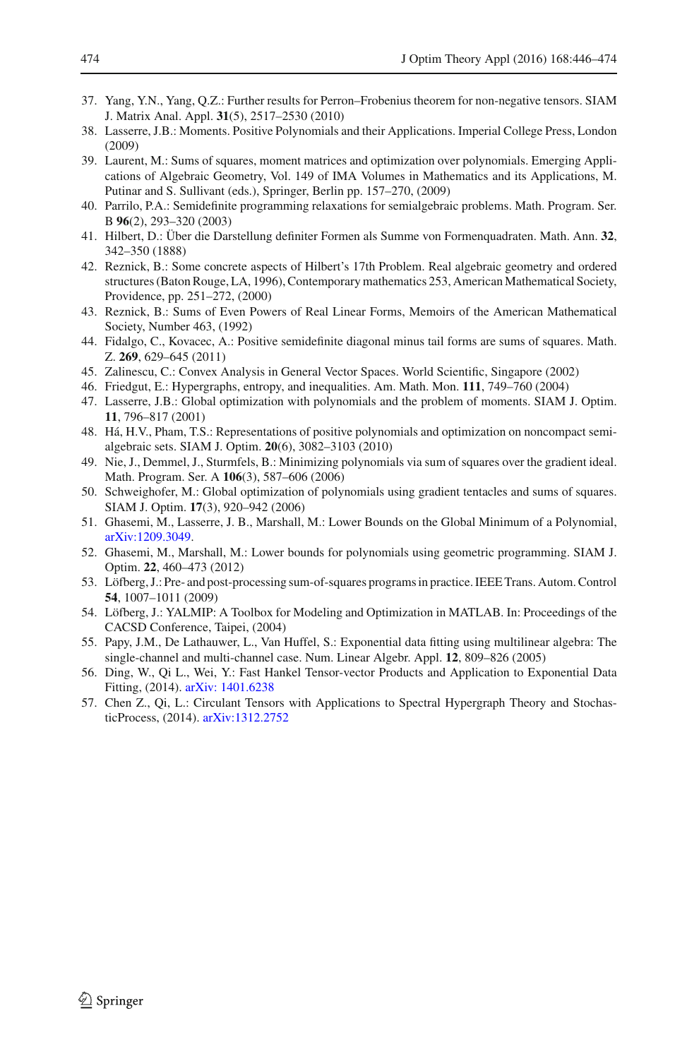37. Yang, Y.N., Yang, Q.Z.: Further results for Perron–Frobenius theorem for non-negative tensors. SIAM J. Matrix Anal. Appl. **31**(5), 2517–2530 (2010)
38. Lasserre, J.B.: Moments. Positive Polynomials and their Applications. Imperial College Press, London (2009)
39. Laurent, M.: Sums of squares, moment matrices and optimization over polynomials. Emerging Applications of Algebraic Geometry, Vol. 149 of IMA Volumes in Mathematics and its Applications, M. Putinar and S. Sullivant (eds.), Springer, Berlin pp. 157–270, (2009)
40. Parrilo, P.A.: Semidefinite programming relaxations for semialgebraic problems. Math. Program. Ser. B **96**(2), 293–320 (2003)
41. Hilbert, D.: Über die Darstellung definiter Formen als Summe von Formenquadraten. Math. Ann. **32**, 342–350 (1888)
42. Reznick, B.: Some concrete aspects of Hilbert's 17th Problem. Real algebraic geometry and ordered structures (Baton Rouge, LA, 1996), Contemporary mathematics 253, American Mathematical Society, Providence, pp. 251–272, (2000)
43. Reznick, B.: Sums of Even Powers of Real Linear Forms, Memoirs of the American Mathematical Society, Number 463, (1992)
44. Fidalgo, C., Kovacec, A.: Positive semidefinite diagonal minus tail forms are sums of squares. Math. Z. **269**, 629–645 (2011)
45. Zalinescu, C.: Convex Analysis in General Vector Spaces. World Scientific, Singapore (2002)
46. Friedgut, E.: Hypergraphs, entropy, and inequalities. Am. Math. Mon. **111**, 749–760 (2004)
47. Lasserre, J.B.: Global optimization with polynomials and the problem of moments. SIAM J. Optim. **11**, 796–817 (2001)
48. Há, H.V., Pham, T.S.: Representations of positive polynomials and optimization on noncompact semialgebraic sets. SIAM J. Optim. **20**(6), 3082–3103 (2010)
49. Nie, J., Demmel, J., Sturmfels, B.: Minimizing polynomials via sum of squares over the gradient ideal. Math. Program. Ser. A **106**(3), 587–606 (2006)
50. Schweighofer, M.: Global optimization of polynomials using gradient tentacles and sums of squares. SIAM J. Optim. **17**(3), 920–942 (2006)
51. Ghasemi, M., Lasserre, J. B., Marshall, M.: Lower Bounds on the Global Minimum of a Polynomial, arXiv:1209.3049.
52. Ghasemi, M., Marshall, M.: Lower bounds for polynomials using geometric programming. SIAM J. Optim. **22**, 460–473 (2012)
53. Löfberg, J.: Pre- and post-processing sum-of-squares programs in practice. IEEE Trans. Autom. Control **54**, 1007–1011 (2009)
54. Löfberg, J.: YALMIP: A Toolbox for Modeling and Optimization in MATLAB. In: Proceedings of the CACSD Conference, Taipei, (2004)
55. Papy, J.M., De Lathauwer, L., Van Huffel, S.: Exponential data fitting using multilinear algebra: The single-channel and multi-channel case. Num. Linear Algebr. Appl. **12**, 809–826 (2005)
56. Ding, W., Qi L., Wei, Y.: Fast Hankel Tensor-vector Products and Application to Exponential Data Fitting, (2014). arXiv: 1401.6238
57. Chen Z., Qi, L.: Circulant Tensors with Applications to Spectral Hypergraph Theory and StochasticProcess, (2014). arXiv:1312.2752